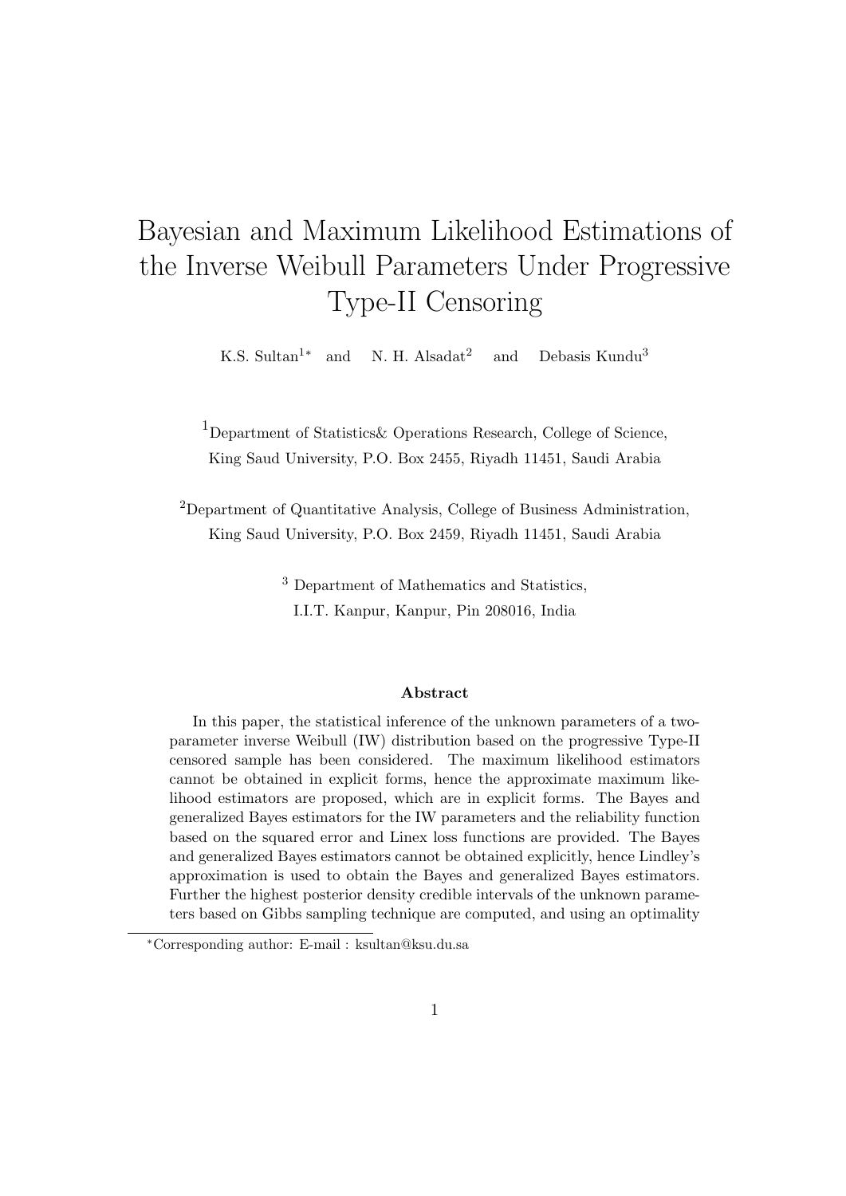# Bayesian and Maximum Likelihood Estimations of the Inverse Weibull Parameters Under Progressive Type-II Censoring

K.S. Sultan[1*] and N. H. Alsadat[2] and Debasis Kundu[3]

[1]Department of Statistics& Operations Research, College of Science, King Saud University, P.O. Box 2455, Riyadh 11451, Saudi Arabia

[2]Department of Quantitative Analysis, College of Business Administration, King Saud University, P.O. Box 2459, Riyadh 11451, Saudi Arabia

[3] Department of Mathematics and Statistics, I.I.T. Kanpur, Kanpur, Pin 208016, India

### Abstract

In this paper, the statistical inference of the unknown parameters of a two-parameter inverse Weibull (IW) distribution based on the progressive Type-II censored sample has been considered. The maximum likelihood estimators cannot be obtained in explicit forms, hence the approximate maximum likelihood estimators are proposed, which are in explicit forms. The Bayes and generalized Bayes estimators for the IW parameters and the reliability function based on the squared error and Linex loss functions are provided. The Bayes and generalized Bayes estimators cannot be obtained explicitly, hence Lindley's approximation is used to obtain the Bayes and generalized Bayes estimators. Further the highest posterior density credible intervals of the unknown parameters based on Gibbs sampling technique are computed, and using an optimality

[*]Corresponding author: E-mail : ksultan@ksu.du.sa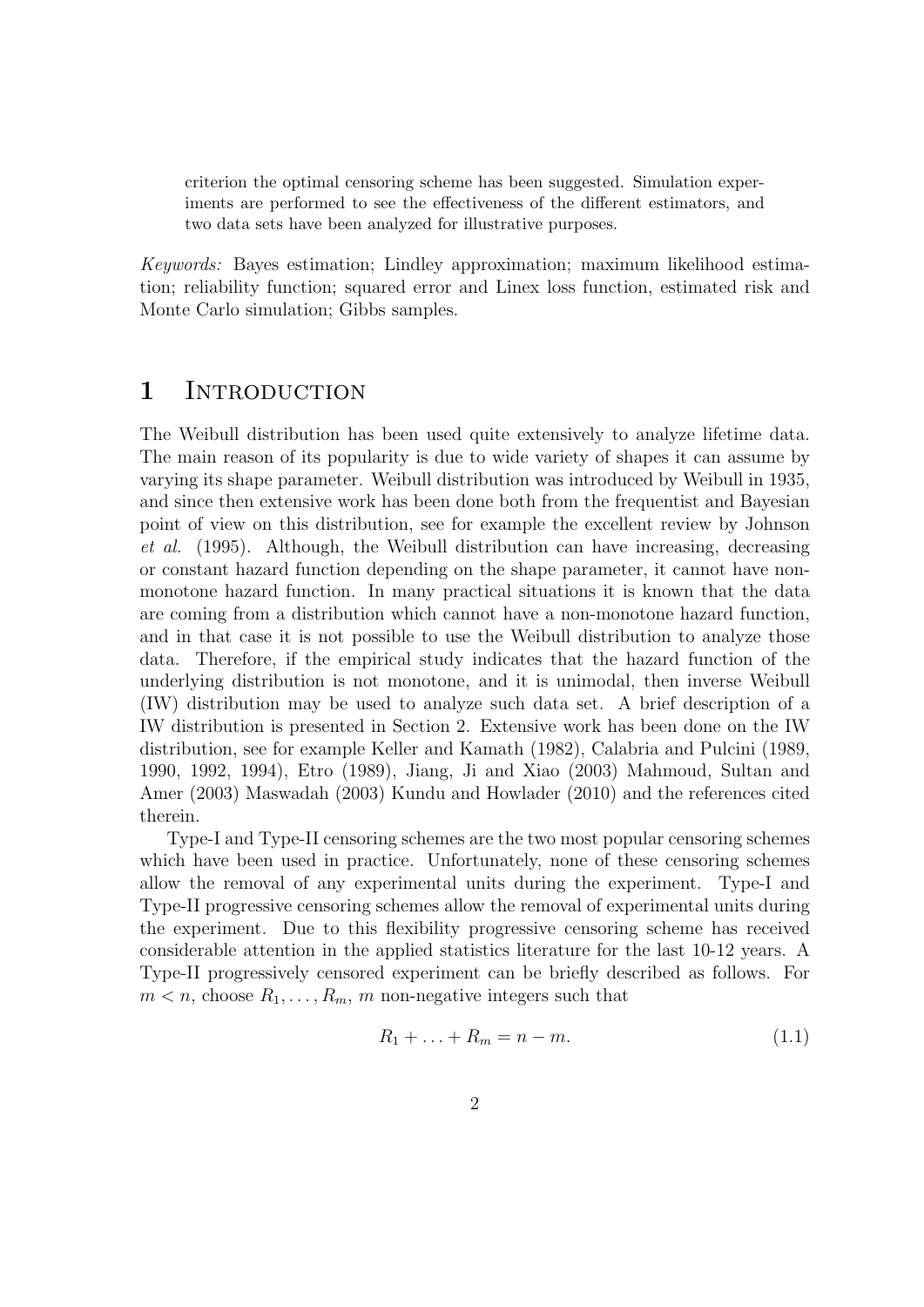criterion the optimal censoring scheme has been suggested. Simulation experiments are performed to see the effectiveness of the different estimators, and two data sets have been analyzed for illustrative purposes.

*Keywords:* Bayes estimation; Lindley approximation; maximum likelihood estimation; reliability function; squared error and Linex loss function, estimated risk and Monte Carlo simulation; Gibbs samples.

# 1 Introduction

The Weibull distribution has been used quite extensively to analyze lifetime data. The main reason of its popularity is due to wide variety of shapes it can assume by varying its shape parameter. Weibull distribution was introduced by Weibull in 1935, and since then extensive work has been done both from the frequentist and Bayesian point of view on this distribution, see for example the excellent review by Johnson *et al.* (1995). Although, the Weibull distribution can have increasing, decreasing or constant hazard function depending on the shape parameter, it cannot have non-monotone hazard function. In many practical situations it is known that the data are coming from a distribution which cannot have a non-monotone hazard function, and in that case it is not possible to use the Weibull distribution to analyze those data. Therefore, if the empirical study indicates that the hazard function of the underlying distribution is not monotone, and it is unimodal, then inverse Weibull (IW) distribution may be used to analyze such data set. A brief description of a IW distribution is presented in Section 2. Extensive work has been done on the IW distribution, see for example Keller and Kamath (1982), Calabria and Pulcini (1989, 1990, 1992, 1994), Etro (1989), Jiang, Ji and Xiao (2003) Mahmoud, Sultan and Amer (2003) Maswadah (2003) Kundu and Howlader (2010) and the references cited therein.

Type-I and Type-II censoring schemes are the two most popular censoring schemes which have been used in practice. Unfortunately, none of these censoring schemes allow the removal of any experimental units during the experiment. Type-I and Type-II progressive censoring schemes allow the removal of experimental units during the experiment. Due to this flexibility progressive censoring scheme has received considerable attention in the applied statistics literature for the last 10-12 years. A Type-II progressively censored experiment can be briefly described as follows. For $m < n$, choose $R_1, \ldots, R_m$, $m$ non-negative integers such that

$$R_1 + \ldots + R_m = n - m. \tag{1.1}$$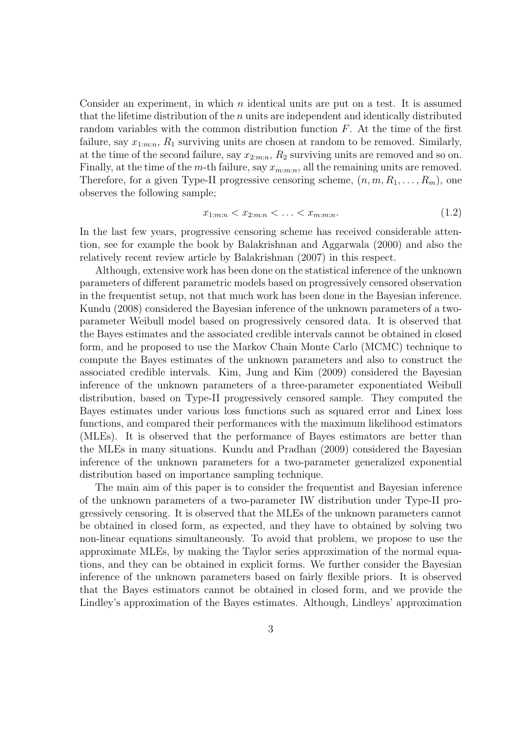Consider an experiment, in which $n$ identical units are put on a test. It is assumed that the lifetime distribution of the $n$ units are independent and identically distributed random variables with the common distribution function $F$. At the time of the first failure, say $x_{1:m:n}$, $R_1$ surviving units are chosen at random to be removed. Similarly, at the time of the second failure, say $x_{2:m:n}$, $R_2$ surviving units are removed and so on. Finally, at the time of the $m$-th failure, say $x_{m:m:n}$, all the remaining units are removed. Therefore, for a given Type-II progressive censoring scheme, $(n, m, R_1, \ldots, R_m)$, one observes the following sample;

$$x_{1:m:n} < x_{2:m:n} < \ldots < x_{m:m:n}. \tag{1.2}$$

In the last few years, progressive censoring scheme has received considerable attention, see for example the book by Balakrishnan and Aggarwala (2000) and also the relatively recent review article by Balakrishnan (2007) in this respect.

Although, extensive work has been done on the statistical inference of the unknown parameters of different parametric models based on progressively censored observation in the frequentist setup, not that much work has been done in the Bayesian inference. Kundu (2008) considered the Bayesian inference of the unknown parameters of a two-parameter Weibull model based on progressively censored data. It is observed that the Bayes estimates and the associated credible intervals cannot be obtained in closed form, and he proposed to use the Markov Chain Monte Carlo (MCMC) technique to compute the Bayes estimates of the unknown parameters and also to construct the associated credible intervals. Kim, Jung and Kim (2009) considered the Bayesian inference of the unknown parameters of a three-parameter exponentiated Weibull distribution, based on Type-II progressively censored sample. They computed the Bayes estimates under various loss functions such as squared error and Linex loss functions, and compared their performances with the maximum likelihood estimators (MLEs). It is observed that the performance of Bayes estimators are better than the MLEs in many situations. Kundu and Pradhan (2009) considered the Bayesian inference of the unknown parameters for a two-parameter generalized exponential distribution based on importance sampling technique.

The main aim of this paper is to consider the frequentist and Bayesian inference of the unknown parameters of a two-parameter IW distribution under Type-II progressively censoring. It is observed that the MLEs of the unknown parameters cannot be obtained in closed form, as expected, and they have to obtained by solving two non-linear equations simultaneously. To avoid that problem, we propose to use the approximate MLEs, by making the Taylor series approximation of the normal equations, and they can be obtained in explicit forms. We further consider the Bayesian inference of the unknown parameters based on fairly flexible priors. It is observed that the Bayes estimators cannot be obtained in closed form, and we provide the Lindley's approximation of the Bayes estimates. Although, Lindleys' approximation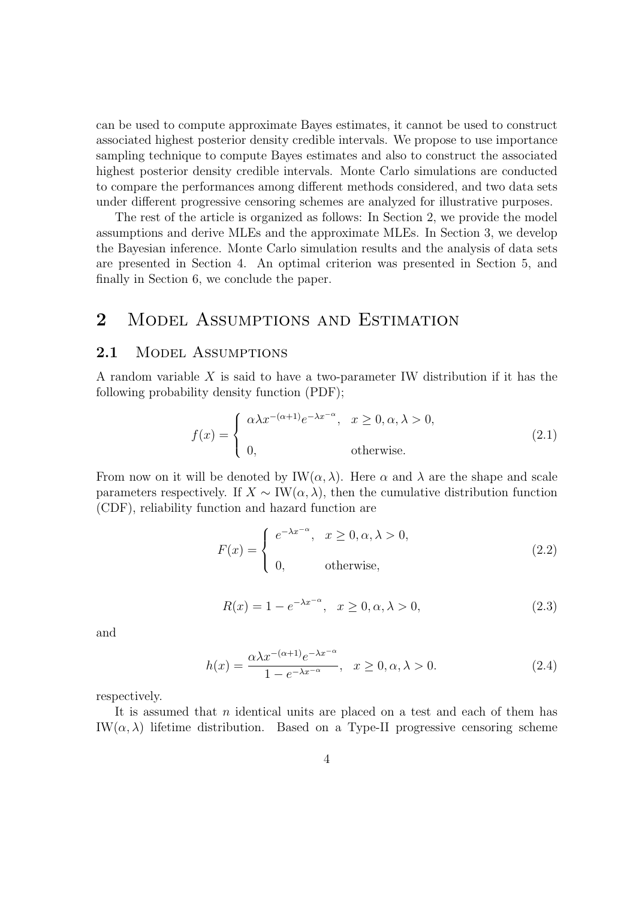can be used to compute approximate Bayes estimates, it cannot be used to construct associated highest posterior density credible intervals. We propose to use importance sampling technique to compute Bayes estimates and also to construct the associated highest posterior density credible intervals. Monte Carlo simulations are conducted to compare the performances among different methods considered, and two data sets under different progressive censoring schemes are analyzed for illustrative purposes.

The rest of the article is organized as follows: In Section 2, we provide the model assumptions and derive MLEs and the approximate MLEs. In Section 3, we develop the Bayesian inference. Monte Carlo simulation results and the analysis of data sets are presented in Section 4. An optimal criterion was presented in Section 5, and finally in Section 6, we conclude the paper.

# 2 Model Assumptions and Estimation

## 2.1 Model Assumptions

A random variable $X$ is said to have a two-parameter IW distribution if it has the following probability density function (PDF);

$$f(x) = \begin{cases} \alpha\lambda x^{-(\alpha+1)} e^{-\lambda x^{-\alpha}}, & x \geq 0, \alpha, \lambda > 0, \\ 0, & \text{otherwise.} \end{cases} \tag{2.1}$$

From now on it will be denoted by $\text{IW}(\alpha, \lambda)$. Here $\alpha$ and $\lambda$ are the shape and scale parameters respectively. If $X \sim \text{IW}(\alpha, \lambda)$, then the cumulative distribution function (CDF), reliability function and hazard function are

$$F(x) = \begin{cases} e^{-\lambda x^{-\alpha}}, & x \geq 0, \alpha, \lambda > 0, \\ 0, & \text{otherwise,} \end{cases} \tag{2.2}$$

$$R(x) = 1 - e^{-\lambda x^{-\alpha}}, \quad x \geq 0, \alpha, \lambda > 0, \tag{2.3}$$

and

$$h(x) = \frac{\alpha\lambda x^{-(\alpha+1)} e^{-\lambda x^{-\alpha}}}{1 - e^{-\lambda x^{-\alpha}}}, \quad x \geq 0, \alpha, \lambda > 0. \tag{2.4}$$

respectively.

It is assumed that $n$ identical units are placed on a test and each of them has $\text{IW}(\alpha, \lambda)$ lifetime distribution. Based on a Type-II progressive censoring scheme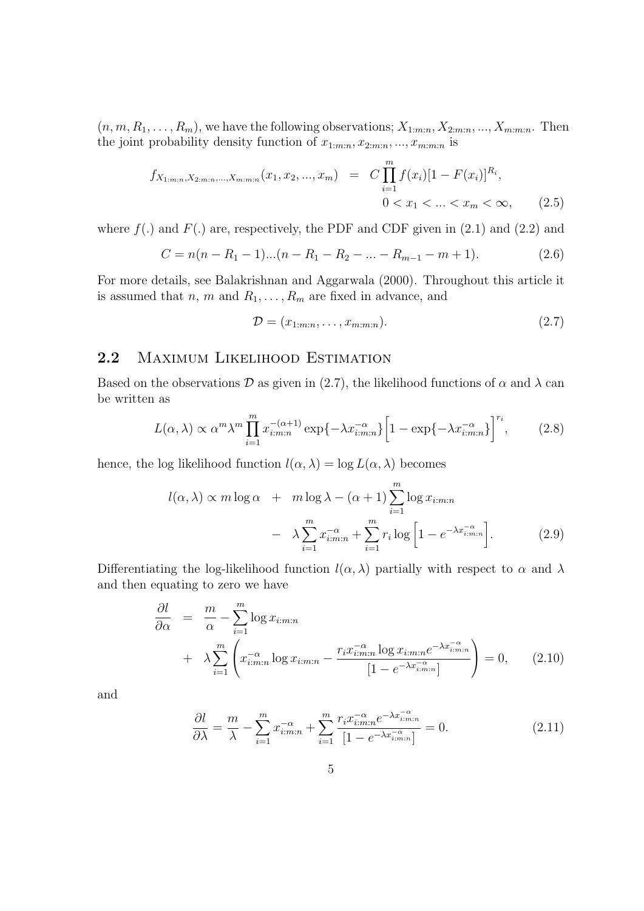$(n, m, R_1, \ldots, R_m)$, we have the following observations; $X_{1:m:n}, X_{2:m:n}, ..., X_{m:m:n}$. Then the joint probability density function of $x_{1:m:n}, x_{2:m:n}, ..., x_{m:m:n}$ is

$$f_{X_{1:m:n},X_{2:m:n},...,X_{m:m:n}}(x_1, x_2, ..., x_m) = C \prod_{i=1}^{m} f(x_i)[1 - F(x_i)]^{R_i}, \quad 0 < x_1 < ... < x_m < \infty, \tag{2.5}$$

where $f(.)$ and $F(.)$ are, respectively, the PDF and CDF given in (2.1) and (2.2) and

$$C = n(n - R_1 - 1)...(n - R_1 - R_2 - ... - R_{m-1} - m + 1). \tag{2.6}$$

For more details, see Balakrishnan and Aggarwala (2000). Throughout this article it is assumed that $n$, $m$ and $R_1, \ldots, R_m$ are fixed in advance, and

$$\mathcal{D} = (x_{1:m:n}, \ldots, x_{m:m:n}). \tag{2.7}$$

## 2.2 Maximum Likelihood Estimation

Based on the observations $\mathcal{D}$ as given in (2.7), the likelihood functions of $\alpha$ and $\lambda$ can be written as

$$L(\alpha, \lambda) \propto \alpha^m \lambda^m \prod_{i=1}^{m} x_{i:m:n}^{-(\alpha+1)} \exp\{-\lambda x_{i:m:n}^{-\alpha}\} \Big[1 - \exp\{-\lambda x_{i:m:n}^{-\alpha}\}\Big]^{r_i}, \tag{2.8}$$

hence, the log likelihood function $l(\alpha, \lambda) = \log L(\alpha, \lambda)$ becomes

$$l(\alpha, \lambda) \propto m \log \alpha + m \log \lambda - (\alpha + 1) \sum_{i=1}^{m} \log x_{i:m:n} - \lambda \sum_{i=1}^{m} x_{i:m:n}^{-\alpha} + \sum_{i=1}^{m} r_i \log \Big[1 - e^{-\lambda x_{i:m:n}^{-\alpha}}\Big]. \tag{2.9}$$

Differentiating the log-likelihood function $l(\alpha, \lambda)$ partially with respect to $\alpha$ and $\lambda$ and then equating to zero we have

$$\frac{\partial l}{\partial \alpha} = \frac{m}{\alpha} - \sum_{i=1}^{m} \log x_{i:m:n} + \lambda \sum_{i=1}^{m} \left( x_{i:m:n}^{-\alpha} \log x_{i:m:n} - \frac{r_i x_{i:m:n}^{-\alpha} \log x_{i:m:n} e^{-\lambda x_{i:m:n}^{-\alpha}}}{[1 - e^{-\lambda x_{i:m:n}^{-\alpha}}]} \right) = 0, \tag{2.10}$$

and

$$\frac{\partial l}{\partial \lambda} = \frac{m}{\lambda} - \sum_{i=1}^{m} x_{i:m:n}^{-\alpha} + \sum_{i=1}^{m} \frac{r_i x_{i:m:n}^{-\alpha} e^{-\lambda x_{i:m:n}^{-\alpha}}}{[1 - e^{-\lambda x_{i:m:n}^{-\alpha}}]} = 0. \tag{2.11}$$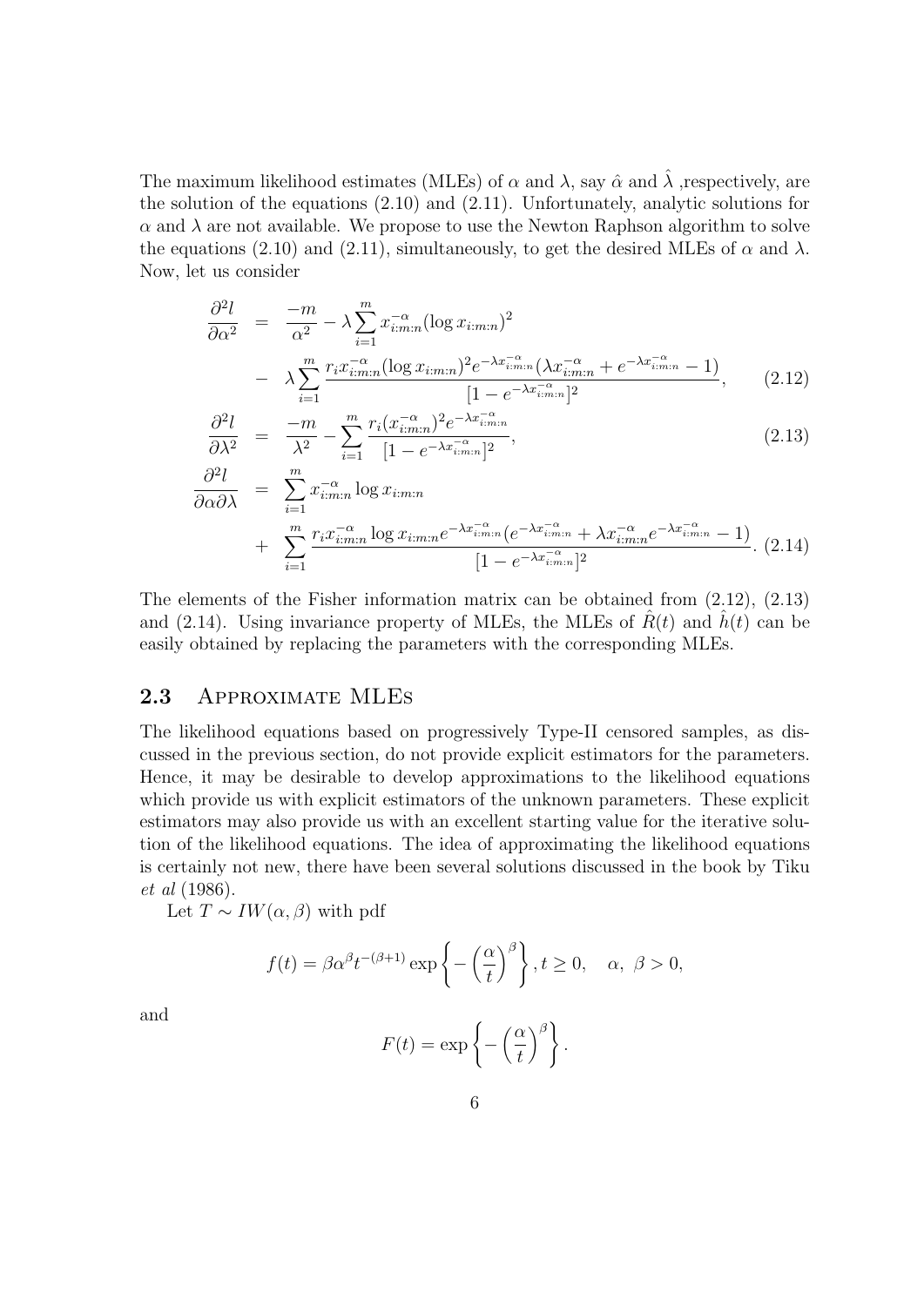The maximum likelihood estimates (MLEs) of $\alpha$ and $\lambda$, say $\hat{\alpha}$ and $\hat{\lambda}$ ,respectively, are the solution of the equations (2.10) and (2.11). Unfortunately, analytic solutions for $\alpha$ and $\lambda$ are not available. We propose to use the Newton Raphson algorithm to solve the equations (2.10) and (2.11), simultaneously, to get the desired MLEs of $\alpha$ and $\lambda$. Now, let us consider

$$
\begin{aligned}
\frac{\partial^2 l}{\partial \alpha^2} &= \frac{-m}{\alpha^2} - \lambda \sum_{i=1}^{m} x_{i:m:n}^{-\alpha} (\log x_{i:m:n})^2 \\
&- \lambda \sum_{i=1}^{m} \frac{r_i x_{i:m:n}^{-\alpha} (\log x_{i:m:n})^2 e^{-\lambda x_{i:m:n}^{-\alpha}} (\lambda x_{i:m:n}^{-\alpha} + e^{-\lambda x_{i:m:n}^{-\alpha}} - 1)}{[1 - e^{-\lambda x_{i:m:n}^{-\alpha}}]^2}, \qquad (2.12)
\end{aligned}
$$

$$
\frac{\partial^2 l}{\partial \lambda^2} = \frac{-m}{\lambda^2} - \sum_{i=1}^{m} \frac{r_i (x_{i:m:n}^{-\alpha})^2 e^{-\lambda x_{i:m:n}^{-\alpha}}}{[1 - e^{-\lambda x_{i:m:n}^{-\alpha}}]^2}, \qquad (2.13)
$$

$$
\begin{aligned}
\frac{\partial^2 l}{\partial \alpha \partial \lambda} &= \sum_{i=1}^{m} x_{i:m:n}^{-\alpha} \log x_{i:m:n} \\
&+ \sum_{i=1}^{m} \frac{r_i x_{i:m:n}^{-\alpha} \log x_{i:m:n} e^{-\lambda x_{i:m:n}^{-\alpha}} (e^{-\lambda x_{i:m:n}^{-\alpha}} + \lambda x_{i:m:n}^{-\alpha} e^{-\lambda x_{i:m:n}^{-\alpha}} - 1)}{[1 - e^{-\lambda x_{i:m:n}^{-\alpha}}]^2}. \qquad (2.14)
\end{aligned}
$$

The elements of the Fisher information matrix can be obtained from (2.12), (2.13) and (2.14). Using invariance property of MLEs, the MLEs of $\hat{R}(t)$ and $\hat{h}(t)$ can be easily obtained by replacing the parameters with the corresponding MLEs.

## 2.3 Approximate MLEs

The likelihood equations based on progressively Type-II censored samples, as discussed in the previous section, do not provide explicit estimators for the parameters. Hence, it may be desirable to develop approximations to the likelihood equations which provide us with explicit estimators of the unknown parameters. These explicit estimators may also provide us with an excellent starting value for the iterative solution of the likelihood equations. The idea of approximating the likelihood equations is certainly not new, there have been several solutions discussed in the book by Tiku *et al* (1986).

Let $T \sim IW(\alpha, \beta)$ with pdf

$$
f(t) = \beta \alpha^{\beta} t^{-(\beta+1)} \exp\left\{ -\left(\frac{\alpha}{t}\right)^{\beta} \right\}, t \geq 0, \quad \alpha,\ \beta > 0,
$$

and

$$
F(t) = \exp\left\{ -\left(\frac{\alpha}{t}\right)^{\beta} \right\}.
$$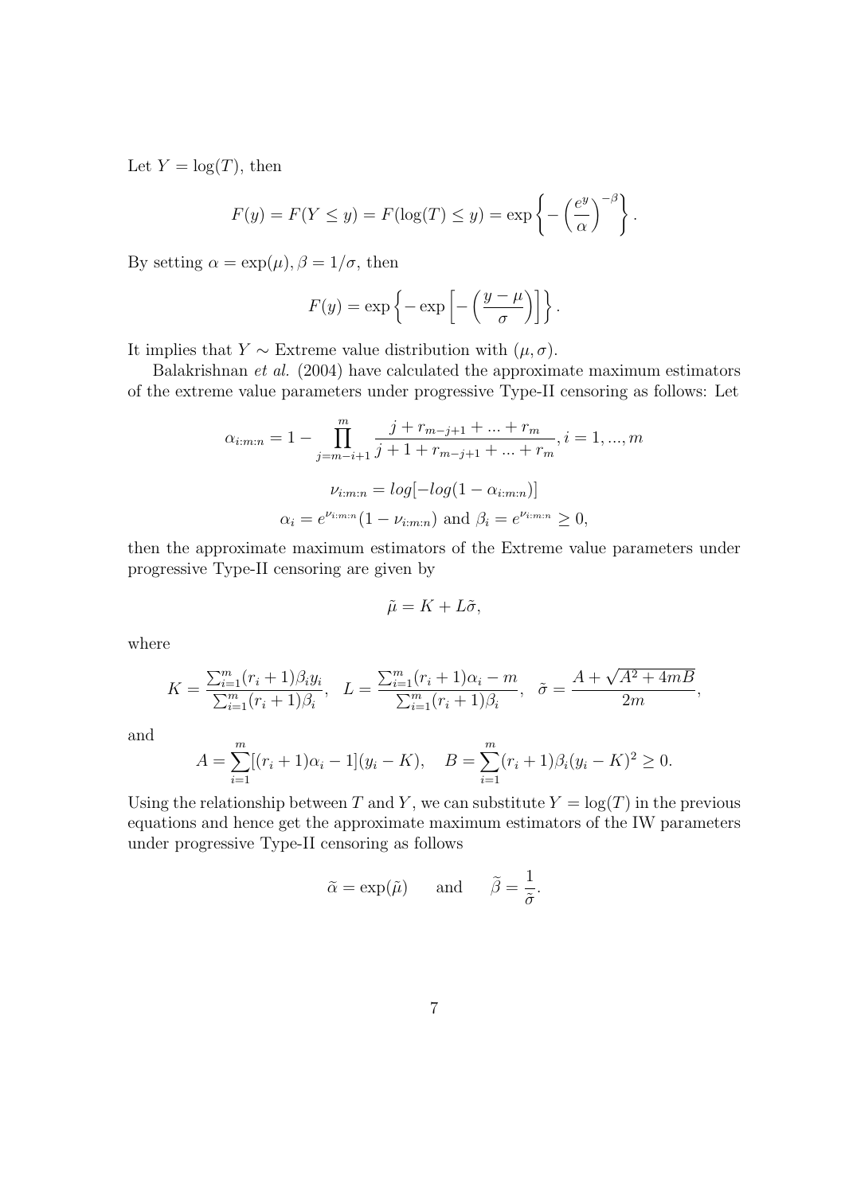Let $Y = \log(T)$, then

$$F(y) = F(Y \leq y) = F(\log(T) \leq y) = \exp\left\{ -\left(\frac{e^y}{\alpha}\right)^{-\beta} \right\}.$$

By setting $\alpha = \exp(\mu), \beta = 1/\sigma$, then

$$F(y) = \exp\left\{ -\exp\left[ -\left(\frac{y-\mu}{\sigma}\right) \right] \right\}.$$

It implies that $Y \sim$ Extreme value distribution with $(\mu, \sigma)$.

Balakrishnan *et al.* (2004) have calculated the approximate maximum estimators of the extreme value parameters under progressive Type-II censoring as follows: Let

$$\alpha_{i:m:n} = 1 - \prod_{j=m-i+1}^{m} \frac{j + r_{m-j+1} + ... + r_m}{j + 1 + r_{m-j+1} + ... + r_m}, i = 1, ..., m$$

$$\nu_{i:m:n} = log[-log(1 - \alpha_{i:m:n})]$$

$$\alpha_i = e^{\nu_{i:m:n}}(1 - \nu_{i:m:n}) \text{ and } \beta_i = e^{\nu_{i:m:n}} \geq 0,$$

then the approximate maximum estimators of the Extreme value parameters under progressive Type-II censoring are given by

$$\tilde{\mu} = K + L\tilde{\sigma},$$

where

$$K = \frac{\sum_{i=1}^{m}(r_i+1)\beta_i y_i}{\sum_{i=1}^{m}(r_i+1)\beta_i}, \quad L = \frac{\sum_{i=1}^{m}(r_i+1)\alpha_i - m}{\sum_{i=1}^{m}(r_i+1)\beta_i}, \quad \tilde{\sigma} = \frac{A + \sqrt{A^2 + 4mB}}{2m},$$

and

$$A = \sum_{i=1}^{m}[(r_i+1)\alpha_i - 1](y_i - K), \quad B = \sum_{i=1}^{m}(r_i+1)\beta_i(y_i - K)^2 \geq 0.$$

Using the relationship between $T$ and $Y$, we can substitute $Y = \log(T)$ in the previous equations and hence get the approximate maximum estimators of the IW parameters under progressive Type-II censoring as follows

$$\widetilde{\alpha} = \exp(\tilde{\mu}) \qquad \text{and} \qquad \widetilde{\beta} = \frac{1}{\tilde{\sigma}}.$$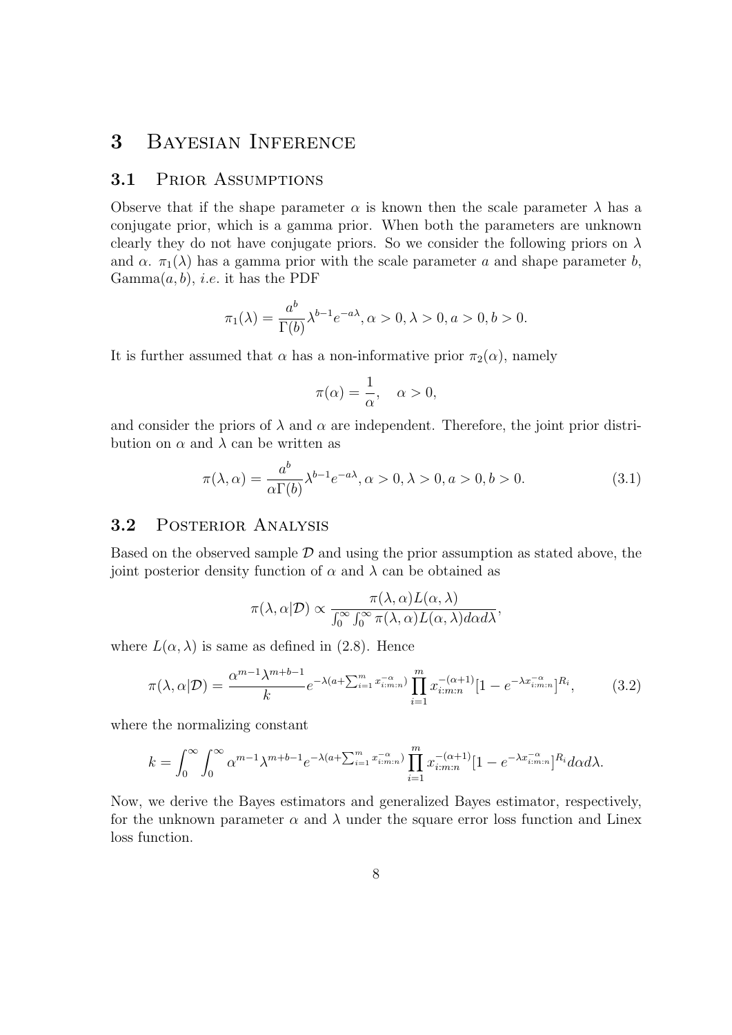# 3 Bayesian Inference

## 3.1 Prior Assumptions

Observe that if the shape parameter $\alpha$ is known then the scale parameter $\lambda$ has a conjugate prior, which is a gamma prior. When both the parameters are unknown clearly they do not have conjugate priors. So we consider the following priors on $\lambda$ and $\alpha$. $\pi_1(\lambda)$ has a gamma prior with the scale parameter $a$ and shape parameter $b$, Gamma$(a, b)$, *i.e.* it has the PDF

$$\pi_1(\lambda) = \frac{a^b}{\Gamma(b)}\lambda^{b-1}e^{-a\lambda}, \alpha > 0, \lambda > 0, a > 0, b > 0.$$

It is further assumed that $\alpha$ has a non-informative prior $\pi_2(\alpha)$, namely

$$\pi(\alpha) = \frac{1}{\alpha}, \quad \alpha > 0,$$

and consider the priors of $\lambda$ and $\alpha$ are independent. Therefore, the joint prior distribution on $\alpha$ and $\lambda$ can be written as

$$\pi(\lambda, \alpha) = \frac{a^b}{\alpha\Gamma(b)}\lambda^{b-1}e^{-a\lambda}, \alpha > 0, \lambda > 0, a > 0, b > 0. \tag{3.1}$$

## 3.2 Posterior Analysis

Based on the observed sample $\mathcal{D}$ and using the prior assumption as stated above, the joint posterior density function of $\alpha$ and $\lambda$ can be obtained as

$$\pi(\lambda, \alpha|\mathcal{D}) \propto \frac{\pi(\lambda, \alpha)L(\alpha, \lambda)}{\int_0^\infty \int_0^\infty \pi(\lambda, \alpha)L(\alpha, \lambda)d\alpha d\lambda},$$

where $L(\alpha, \lambda)$ is same as defined in (2.8). Hence

$$\pi(\lambda, \alpha|\mathcal{D}) = \frac{\alpha^{m-1}\lambda^{m+b-1}}{k}e^{-\lambda(a+\sum_{i=1}^m x_{i:m:n}^{-\alpha})}\prod_{i=1}^m x_{i:m:n}^{-(\alpha+1)}[1 - e^{-\lambda x_{i:m:n}^{-\alpha}}]^{R_i}, \tag{3.2}$$

where the normalizing constant

$$k = \int_0^\infty \int_0^\infty \alpha^{m-1}\lambda^{m+b-1}e^{-\lambda(a+\sum_{i=1}^m x_{i:m:n}^{-\alpha})}\prod_{i=1}^m x_{i:m:n}^{-(\alpha+1)}[1 - e^{-\lambda x_{i:m:n}^{-\alpha}}]^{R_i}d\alpha d\lambda.$$

Now, we derive the Bayes estimators and generalized Bayes estimator, respectively, for the unknown parameter $\alpha$ and $\lambda$ under the square error loss function and Linex loss function.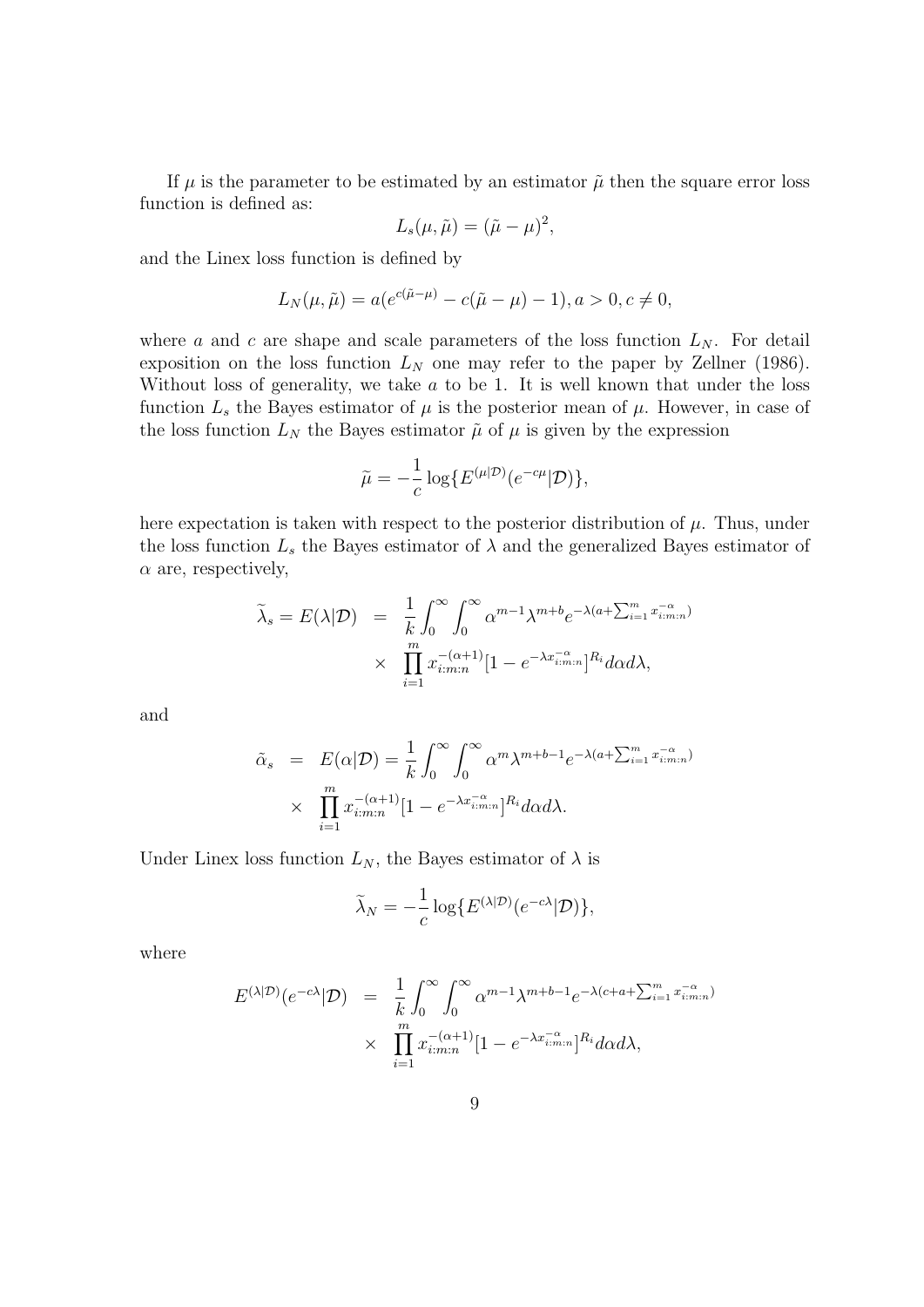If $\mu$ is the parameter to be estimated by an estimator $\tilde{\mu}$ then the square error loss function is defined as:

$$L_s(\mu, \tilde{\mu}) = (\tilde{\mu} - \mu)^2,$$

and the Linex loss function is defined by

$$L_N(\mu, \tilde{\mu}) = a(e^{c(\tilde{\mu}-\mu)} - c(\tilde{\mu} - \mu) - 1), a > 0, c \neq 0,$$

where $a$ and $c$ are shape and scale parameters of the loss function $L_N$. For detail exposition on the loss function $L_N$ one may refer to the paper by Zellner (1986). Without loss of generality, we take $a$ to be 1. It is well known that under the loss function $L_s$ the Bayes estimator of $\mu$ is the posterior mean of $\mu$. However, in case of the loss function $L_N$ the Bayes estimator $\tilde{\mu}$ of $\mu$ is given by the expression

$$\widetilde{\mu} = -\frac{1}{c}\log\{E^{(\mu|\mathcal{D})}(e^{-c\mu}|\mathcal{D})\},$$

here expectation is taken with respect to the posterior distribution of $\mu$. Thus, under the loss function $L_s$ the Bayes estimator of $\lambda$ and the generalized Bayes estimator of $\alpha$ are, respectively,

$$\begin{aligned}
\widetilde{\lambda}_s = E(\lambda|\mathcal{D}) &= \frac{1}{k}\int_0^\infty\int_0^\infty \alpha^{m-1}\lambda^{m+b}e^{-\lambda(a+\sum_{i=1}^m x_{i:m:n}^{-\alpha})} \\
&\times \prod_{i=1}^m x_{i:m:n}^{-(\alpha+1)}[1-e^{-\lambda x_{i:m:n}^{-\alpha}}]^{R_i}d\alpha d\lambda,
\end{aligned}$$

and

$$\begin{aligned}
\tilde{\alpha}_s &= E(\alpha|\mathcal{D}) = \frac{1}{k}\int_0^\infty\int_0^\infty \alpha^{m}\lambda^{m+b-1}e^{-\lambda(a+\sum_{i=1}^m x_{i:m:n}^{-\alpha})} \\
&\times \prod_{i=1}^m x_{i:m:n}^{-(\alpha+1)}[1-e^{-\lambda x_{i:m:n}^{-\alpha}}]^{R_i}d\alpha d\lambda.
\end{aligned}$$

Under Linex loss function $L_N$, the Bayes estimator of $\lambda$ is

$$\widetilde{\lambda}_N = -\frac{1}{c}\log\{E^{(\lambda|\mathcal{D})}(e^{-c\lambda}|\mathcal{D})\},$$

where

$$\begin{aligned}
E^{(\lambda|\mathcal{D})}(e^{-c\lambda}|\mathcal{D}) &= \frac{1}{k}\int_0^\infty\int_0^\infty \alpha^{m-1}\lambda^{m+b-1}e^{-\lambda(c+a+\sum_{i=1}^m x_{i:m:n}^{-\alpha})} \\
&\times \prod_{i=1}^m x_{i:m:n}^{-(\alpha+1)}[1-e^{-\lambda x_{i:m:n}^{-\alpha}}]^{R_i}d\alpha d\lambda,
\end{aligned}$$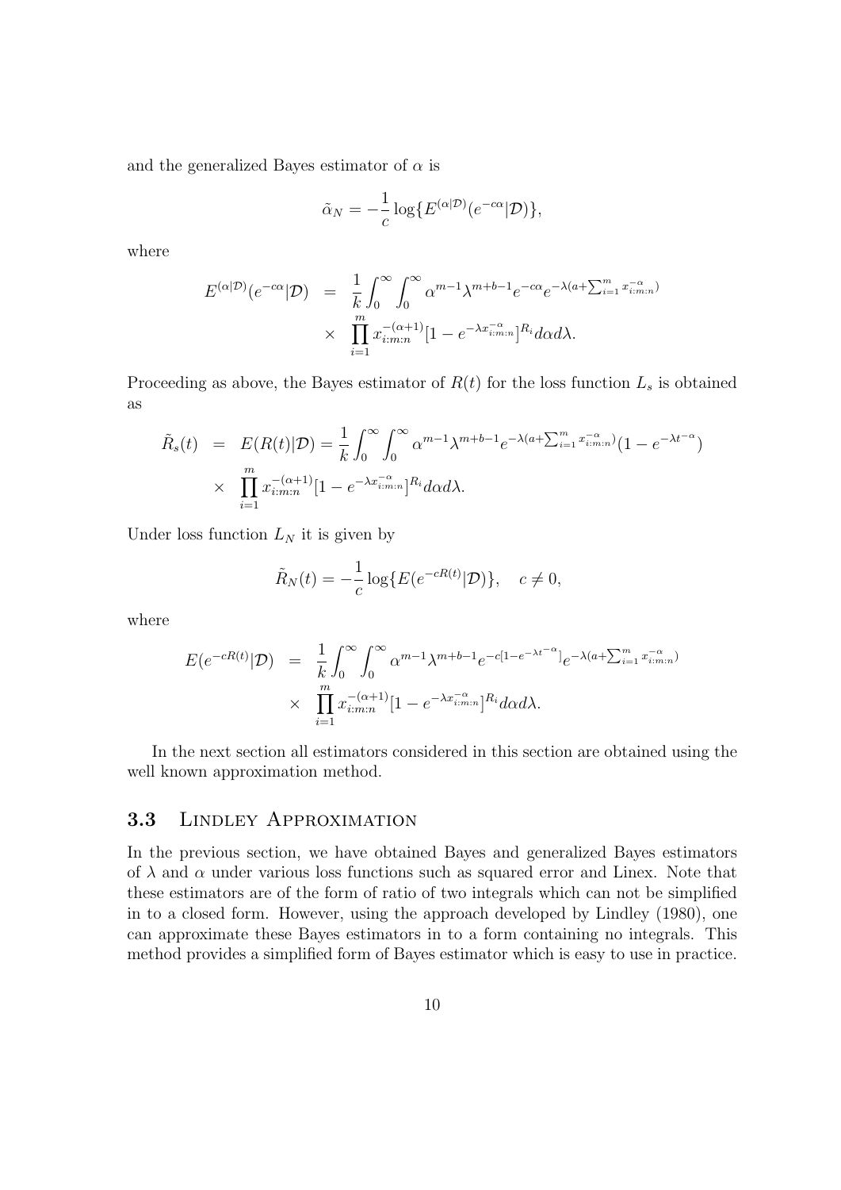and the generalized Bayes estimator of $\alpha$ is

$$\tilde{\alpha}_N = -\frac{1}{c}\log\{E^{(\alpha|\mathcal{D})}(e^{-c\alpha}|\mathcal{D})\},$$

where

$$\begin{aligned} E^{(\alpha|\mathcal{D})}(e^{-c\alpha}|\mathcal{D}) &= \frac{1}{k}\int_0^\infty\int_0^\infty \alpha^{m-1}\lambda^{m+b-1}e^{-c\alpha}e^{-\lambda(a+\sum_{i=1}^m x_{i:m:n}^{-\alpha})} \\ &\times \prod_{i=1}^m x_{i:m:n}^{-(\alpha+1)}[1-e^{-\lambda x_{i:m:n}^{-\alpha}}]^{R_i}d\alpha d\lambda. \end{aligned}$$

Proceeding as above, the Bayes estimator of $R(t)$ for the loss function $L_s$ is obtained as

$$\begin{aligned} \tilde{R}_s(t) &= E(R(t)|\mathcal{D}) = \frac{1}{k}\int_0^\infty\int_0^\infty \alpha^{m-1}\lambda^{m+b-1}e^{-\lambda(a+\sum_{i=1}^m x_{i:m:n}^{-\alpha})}(1-e^{-\lambda t^{-\alpha}}) \\ &\times \prod_{i=1}^m x_{i:m:n}^{-(\alpha+1)}[1-e^{-\lambda x_{i:m:n}^{-\alpha}}]^{R_i}d\alpha d\lambda. \end{aligned}$$

Under loss function $L_N$ it is given by

$$\tilde{R}_N(t) = -\frac{1}{c}\log\{E(e^{-cR(t)}|\mathcal{D})\}, \quad c \neq 0,$$

where

$$\begin{aligned} E(e^{-cR(t)}|\mathcal{D}) &= \frac{1}{k}\int_0^\infty\int_0^\infty \alpha^{m-1}\lambda^{m+b-1}e^{-c[1-e^{-\lambda t^{-\alpha}}]}e^{-\lambda(a+\sum_{i=1}^m x_{i:m:n}^{-\alpha})} \\ &\times \prod_{i=1}^m x_{i:m:n}^{-(\alpha+1)}[1-e^{-\lambda x_{i:m:n}^{-\alpha}}]^{R_i}d\alpha d\lambda. \end{aligned}$$

In the next section all estimators considered in this section are obtained using the well known approximation method.

### 3.3 Lindley Approximation

In the previous section, we have obtained Bayes and generalized Bayes estimators of $\lambda$ and $\alpha$ under various loss functions such as squared error and Linex. Note that these estimators are of the form of ratio of two integrals which can not be simplified in to a closed form. However, using the approach developed by Lindley (1980), one can approximate these Bayes estimators in to a form containing no integrals. This method provides a simplified form of Bayes estimator which is easy to use in practice.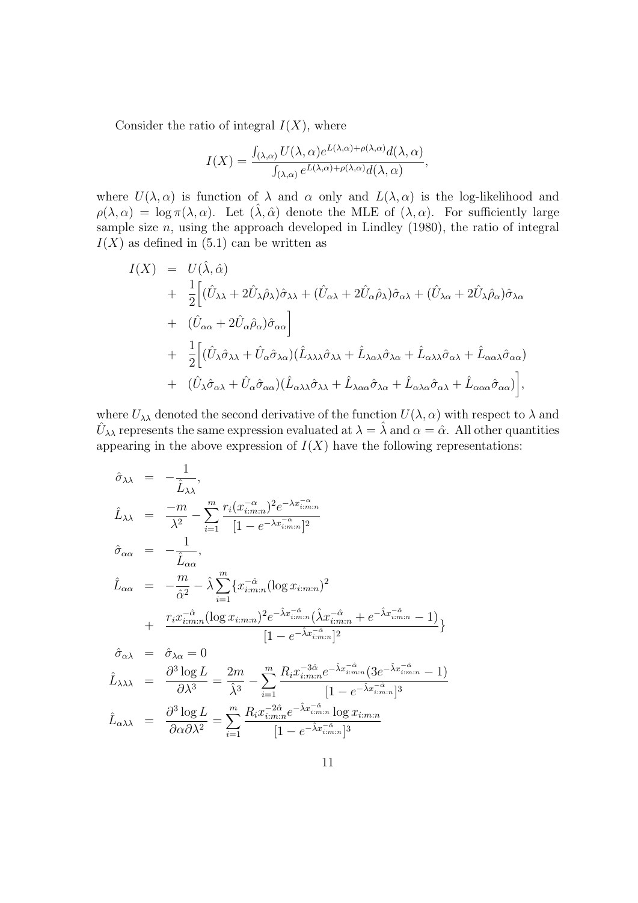Consider the ratio of integral $I(X)$, where

$$I(X) = \frac{\int_{(\lambda,\alpha)} U(\lambda,\alpha) e^{L(\lambda,\alpha)+\rho(\lambda,\alpha)} d(\lambda,\alpha)}{\int_{(\lambda,\alpha)} e^{L(\lambda,\alpha)+\rho(\lambda,\alpha)} d(\lambda,\alpha)},$$

where $U(\lambda,\alpha)$ is function of $\lambda$ and $\alpha$ only and $L(\lambda,\alpha)$ is the log-likelihood and $\rho(\lambda,\alpha) = \log \pi(\lambda,\alpha)$. Let $(\hat{\lambda},\hat{\alpha})$ denote the MLE of $(\lambda,\alpha)$. For sufficiently large sample size $n$, using the approach developed in Lindley (1980), the ratio of integral $I(X)$ as defined in (5.1) can be written as

$$\begin{aligned}
I(X) &= U(\hat{\lambda},\hat{\alpha}) \\
&+ \frac{1}{2}\Big[(\hat{U}_{\lambda\lambda} + 2\hat{U}_{\lambda}\hat{\rho}_{\lambda})\hat{\sigma}_{\lambda\lambda} + (\hat{U}_{\alpha\lambda} + 2\hat{U}_{\alpha}\hat{\rho}_{\lambda})\hat{\sigma}_{\alpha\lambda} + (\hat{U}_{\lambda\alpha} + 2\hat{U}_{\lambda}\hat{\rho}_{\alpha})\hat{\sigma}_{\lambda\alpha} \\
&+ (\hat{U}_{\alpha\alpha} + 2\hat{U}_{\alpha}\hat{\rho}_{\alpha})\hat{\sigma}_{\alpha\alpha}\Big] \\
&+ \frac{1}{2}\Big[(\hat{U}_{\lambda}\hat{\sigma}_{\lambda\lambda} + \hat{U}_{\alpha}\hat{\sigma}_{\lambda\alpha})(\hat{L}_{\lambda\lambda\lambda}\hat{\sigma}_{\lambda\lambda} + \hat{L}_{\lambda\alpha\lambda}\hat{\sigma}_{\lambda\alpha} + \hat{L}_{\alpha\lambda\lambda}\hat{\sigma}_{\alpha\lambda} + \hat{L}_{\alpha\alpha\lambda}\hat{\sigma}_{\alpha\alpha}) \\
&+ (\hat{U}_{\lambda}\hat{\sigma}_{\alpha\lambda} + \hat{U}_{\alpha}\hat{\sigma}_{\alpha\alpha})(\hat{L}_{\alpha\lambda\lambda}\hat{\sigma}_{\lambda\lambda} + \hat{L}_{\lambda\alpha\alpha}\hat{\sigma}_{\lambda\alpha} + \hat{L}_{\alpha\lambda\alpha}\hat{\sigma}_{\alpha\lambda} + \hat{L}_{\alpha\alpha\alpha}\hat{\sigma}_{\alpha\alpha})\Big],
\end{aligned}$$

where $U_{\lambda\lambda}$ denoted the second derivative of the function $U(\lambda,\alpha)$ with respect to $\lambda$ and $\hat{U}_{\lambda\lambda}$ represents the same expression evaluated at $\lambda = \hat{\lambda}$ and $\alpha = \hat{\alpha}$. All other quantities appearing in the above expression of $I(X)$ have the following representations:

$$\begin{aligned}
\hat{\sigma}_{\lambda\lambda} &= -\frac{1}{\hat{L}_{\lambda\lambda}}, \\
\hat{L}_{\lambda\lambda} &= \frac{-m}{\lambda^2} - \sum_{i=1}^{m} \frac{r_i (x_{i:m:n}^{-\alpha})^2 e^{-\lambda x_{i:m:n}^{-\alpha}}}{[1 - e^{-\lambda x_{i:m:n}^{-\alpha}}]^2} \\
\hat{\sigma}_{\alpha\alpha} &= -\frac{1}{\hat{L}_{\alpha\alpha}}, \\
\hat{L}_{\alpha\alpha} &= -\frac{m}{\hat{\alpha}^2} - \hat{\lambda}\sum_{i=1}^{m}\{x_{i:m:n}^{-\hat{\alpha}}(\log x_{i:m:n})^2 \\
&+ \frac{r_i x_{i:m:n}^{-\hat{\alpha}}(\log x_{i:m:n})^2 e^{-\hat{\lambda} x_{i:m:n}^{-\hat{\alpha}}}(\hat{\lambda} x_{i:m:n}^{-\hat{\alpha}} + e^{-\hat{\lambda} x_{i:m:n}^{-\hat{\alpha}}} - 1)}{[1 - e^{-\hat{\lambda} x_{i:m:n}^{-\hat{\alpha}}}]^2}\} \\
\hat{\sigma}_{\alpha\lambda} &= \hat{\sigma}_{\lambda\alpha} = 0 \\
\hat{L}_{\lambda\lambda\lambda} &= \frac{\partial^3 \log L}{\partial \lambda^3} = \frac{2m}{\hat{\lambda}^3} - \sum_{i=1}^{m} \frac{R_i x_{i:m:n}^{-3\hat{\alpha}} e^{-\hat{\lambda} x_{i:m:n}^{-\hat{\alpha}}}(3e^{-\hat{\lambda} x_{i:m:n}^{-\hat{\alpha}}} - 1)}{[1 - e^{-\hat{\lambda} x_{i:m:n}^{-\hat{\alpha}}}]^3} \\
\hat{L}_{\alpha\lambda\lambda} &= \frac{\partial^3 \log L}{\partial \alpha \partial \lambda^2} = \sum_{i=1}^{m} \frac{R_i x_{i:m:n}^{-2\hat{\alpha}} e^{-\hat{\lambda} x_{i:m:n}^{-\hat{\alpha}}} \log x_{i:m:n}}{[1 - e^{-\hat{\lambda} x_{i:m:n}^{-\hat{\alpha}}}]^3}
\end{aligned}$$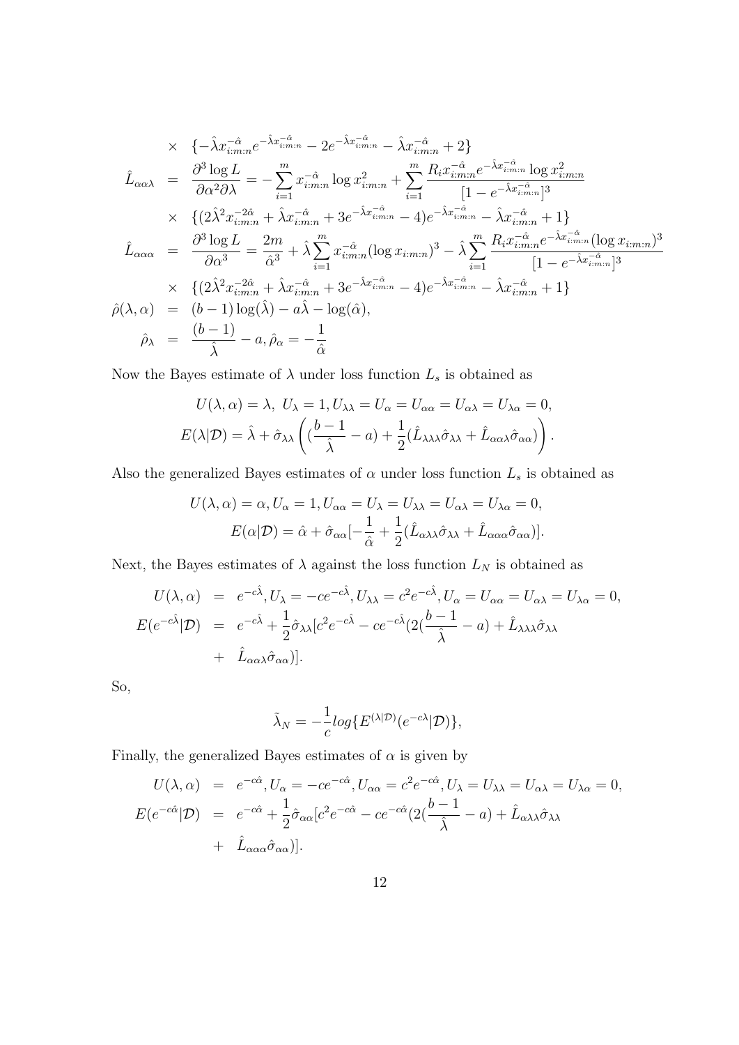$$
\begin{aligned}
&\times \quad \{-\hat{\lambda}x_{i:m:n}^{-\hat{\alpha}}e^{-\hat{\lambda}x_{i:m:n}^{-\hat{\alpha}}} - 2e^{-\hat{\lambda}x_{i:m:n}^{-\hat{\alpha}}} - \hat{\lambda}x_{i:m:n}^{-\hat{\alpha}} + 2\} \\
\hat{L}_{\alpha\alpha\lambda} &= \frac{\partial^3 \log L}{\partial\alpha^2\partial\lambda} = -\sum_{i=1}^{m} x_{i:m:n}^{-\hat{\alpha}} \log x_{i:m:n}^2 + \sum_{i=1}^{m} \frac{R_i x_{i:m:n}^{-\hat{\alpha}} e^{-\hat{\lambda}x_{i:m:n}^{-\hat{\alpha}}} \log x_{i:m:n}^2}{[1 - e^{-\hat{\lambda}x_{i:m:n}^{-\hat{\alpha}}}]^3} \\
&\times \quad \{(2\hat{\lambda}^2 x_{i:m:n}^{-2\hat{\alpha}} + \hat{\lambda}x_{i:m:n}^{-\hat{\alpha}} + 3e^{-\hat{\lambda}x_{i:m:n}^{-\hat{\alpha}}} - 4)e^{-\hat{\lambda}x_{i:m:n}^{-\hat{\alpha}}} - \hat{\lambda}x_{i:m:n}^{-\hat{\alpha}} + 1\} \\
\hat{L}_{\alpha\alpha\alpha} &= \frac{\partial^3 \log L}{\partial\alpha^3} = \frac{2m}{\hat{\alpha}^3} + \hat{\lambda}\sum_{i=1}^{m} x_{i:m:n}^{-\hat{\alpha}} (\log x_{i:m:n})^3 - \hat{\lambda}\sum_{i=1}^{m} \frac{R_i x_{i:m:n}^{-\hat{\alpha}} e^{-\hat{\lambda}x_{i:m:n}^{-\hat{\alpha}}} (\log x_{i:m:n})^3}{[1 - e^{-\hat{\lambda}x_{i:m:n}^{-\hat{\alpha}}}]^3} \\
&\times \quad \{(2\hat{\lambda}^2 x_{i:m:n}^{-2\hat{\alpha}} + \hat{\lambda}x_{i:m:n}^{-\hat{\alpha}} + 3e^{-\hat{\lambda}x_{i:m:n}^{-\hat{\alpha}}} - 4)e^{-\hat{\lambda}x_{i:m:n}^{-\hat{\alpha}}} - \hat{\lambda}x_{i:m:n}^{-\hat{\alpha}} + 1\} \\
\hat{\rho}(\lambda, \alpha) &= (b-1)\log(\hat{\lambda}) - a\hat{\lambda} - \log(\hat{\alpha}), \\
\hat{\rho}_\lambda &= \frac{(b-1)}{\hat{\lambda}} - a, \hat{\rho}_\alpha = -\frac{1}{\hat{\alpha}}
\end{aligned}
$$

Now the Bayes estimate of $\lambda$ under loss function $L_s$ is obtained as

$$
U(\lambda, \alpha) = \lambda, \; U_\lambda = 1, U_{\lambda\lambda} = U_\alpha = U_{\alpha\alpha} = U_{\alpha\lambda} = U_{\lambda\alpha} = 0,
$$

$$
E(\lambda|\mathcal{D}) = \hat{\lambda} + \hat{\sigma}_{\lambda\lambda}\left( (\frac{b-1}{\hat{\lambda}} - a) + \frac{1}{2}(\hat{L}_{\lambda\lambda\lambda}\hat{\sigma}_{\lambda\lambda} + \hat{L}_{\alpha\alpha\lambda}\hat{\sigma}_{\alpha\alpha}) \right).
$$

Also the generalized Bayes estimates of $\alpha$ under loss function $L_s$ is obtained as

$$
U(\lambda, \alpha) = \alpha, U_\alpha = 1, U_{\alpha\alpha} = U_\lambda = U_{\lambda\lambda} = U_{\alpha\lambda} = U_{\lambda\alpha} = 0,
$$

$$
E(\alpha|\mathcal{D}) = \hat{\alpha} + \hat{\sigma}_{\alpha\alpha}[-\frac{1}{\hat{\alpha}} + \frac{1}{2}(\hat{L}_{\alpha\lambda\lambda}\hat{\sigma}_{\lambda\lambda} + \hat{L}_{\alpha\alpha\alpha}\hat{\sigma}_{\alpha\alpha})].
$$

Next, the Bayes estimates of $\lambda$ against the loss function $L_N$ is obtained as

$$
\begin{aligned}
U(\lambda, \alpha) &= e^{-c\hat{\lambda}}, U_\lambda = -ce^{-c\hat{\lambda}}, U_{\lambda\lambda} = c^2 e^{-c\hat{\lambda}}, U_\alpha = U_{\alpha\alpha} = U_{\alpha\lambda} = U_{\lambda\alpha} = 0, \\
E(e^{-c\hat{\lambda}}|\mathcal{D}) &= e^{-c\hat{\lambda}} + \frac{1}{2}\hat{\sigma}_{\lambda\lambda}[c^2 e^{-c\hat{\lambda}} - ce^{-c\hat{\lambda}}(2(\frac{b-1}{\hat{\lambda}} - a) + \hat{L}_{\lambda\lambda\lambda}\hat{\sigma}_{\lambda\lambda} \\
&+ \hat{L}_{\alpha\alpha\lambda}\hat{\sigma}_{\alpha\alpha})].
\end{aligned}
$$

So,

$$
\tilde{\lambda}_N = -\frac{1}{c} log\{E^{(\lambda|\mathcal{D})}(e^{-c\lambda}|\mathcal{D})\},
$$

Finally, the generalized Bayes estimates of $\alpha$ is given by

$$
\begin{aligned}
U(\lambda, \alpha) &= e^{-c\hat{\alpha}}, U_\alpha = -ce^{-c\hat{\alpha}}, U_{\alpha\alpha} = c^2 e^{-c\hat{\alpha}}, U_\lambda = U_{\lambda\lambda} = U_{\alpha\lambda} = U_{\lambda\alpha} = 0, \\
E(e^{-c\hat{\alpha}}|\mathcal{D}) &= e^{-c\hat{\alpha}} + \frac{1}{2}\hat{\sigma}_{\alpha\alpha}[c^2 e^{-c\hat{\alpha}} - ce^{-c\hat{\alpha}}(2(\frac{b-1}{\hat{\lambda}} - a) + \hat{L}_{\alpha\lambda\lambda}\hat{\sigma}_{\lambda\lambda} \\
&+ \hat{L}_{\alpha\alpha\alpha}\hat{\sigma}_{\alpha\alpha})].
\end{aligned}
$$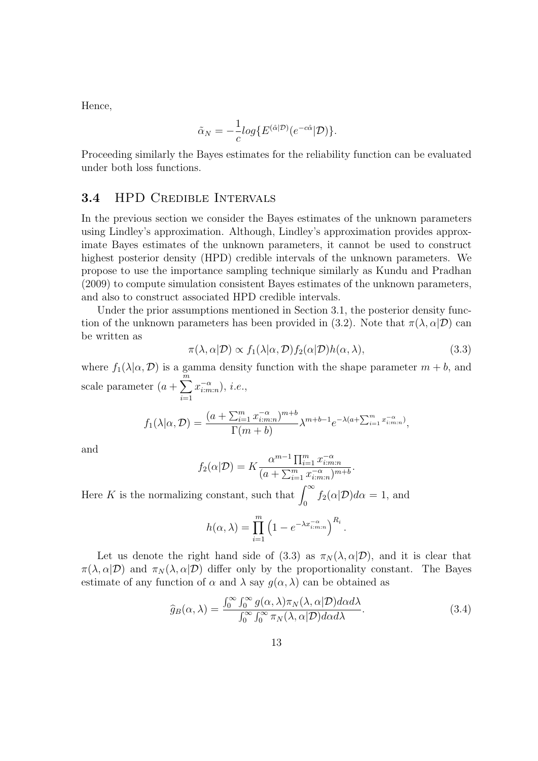Hence,

$$\tilde{\alpha}_N = -\frac{1}{c} log\{E^{(\hat{\alpha}|\mathcal{D})}(e^{-c\hat{\alpha}}|\mathcal{D})\}.$$

Proceeding similarly the Bayes estimates for the reliability function can be evaluated under both loss functions.

### 3.4 HPD Credible Intervals

In the previous section we consider the Bayes estimates of the unknown parameters using Lindley's approximation. Although, Lindley's approximation provides approximate Bayes estimates of the unknown parameters, it cannot be used to construct highest posterior density (HPD) credible intervals of the unknown parameters. We propose to use the importance sampling technique similarly as Kundu and Pradhan (2009) to compute simulation consistent Bayes estimates of the unknown parameters, and also to construct associated HPD credible intervals.

Under the prior assumptions mentioned in Section 3.1, the posterior density function of the unknown parameters has been provided in (3.2). Note that $\pi(\lambda, \alpha|\mathcal{D})$ can be written as

$$\pi(\lambda, \alpha|\mathcal{D}) \propto f_1(\lambda|\alpha, \mathcal{D}) f_2(\alpha|\mathcal{D}) h(\alpha, \lambda), \tag{3.3}$$

where $f_1(\lambda|\alpha, \mathcal{D})$ is a gamma density function with the shape parameter $m + b$, and scale parameter $(a + \sum_{i=1}^{m} x_{i:m:n}^{-\alpha})$, *i.e.*,

$$f_1(\lambda|\alpha, \mathcal{D}) = \frac{(a + \sum_{i=1}^{m} x_{i:m:n}^{-\alpha})^{m+b}}{\Gamma(m+b)} \lambda^{m+b-1} e^{-\lambda(a + \sum_{i=1}^{m} x_{i:m:n}^{-\alpha})},$$

and

$$f_2(\alpha|\mathcal{D}) = K \frac{\alpha^{m-1} \prod_{i=1}^{m} x_{i:m:n}^{-\alpha}}{(a + \sum_{i=1}^{m} x_{i:m:n}^{-\alpha})^{m+b}}.$$

Here $K$ is the normalizing constant, such that $\int_0^\infty f_2(\alpha|\mathcal{D}) d\alpha = 1$, and

$$h(\alpha, \lambda) = \prod_{i=1}^{m} \left(1 - e^{-\lambda x_{i:m:n}^{-\alpha}}\right)^{R_i}.$$

Let us denote the right hand side of (3.3) as $\pi_N(\lambda, \alpha|\mathcal{D})$, and it is clear that $\pi(\lambda, \alpha|\mathcal{D})$ and $\pi_N(\lambda, \alpha|\mathcal{D})$ differ only by the proportionality constant. The Bayes estimate of any function of $\alpha$ and $\lambda$ say $g(\alpha, \lambda)$ can be obtained as

$$\widehat{g}_B(\alpha, \lambda) = \frac{\int_0^\infty \int_0^\infty g(\alpha, \lambda) \pi_N(\lambda, \alpha|\mathcal{D}) d\alpha d\lambda}{\int_0^\infty \int_0^\infty \pi_N(\lambda, \alpha|\mathcal{D}) d\alpha d\lambda}. \tag{3.4}$$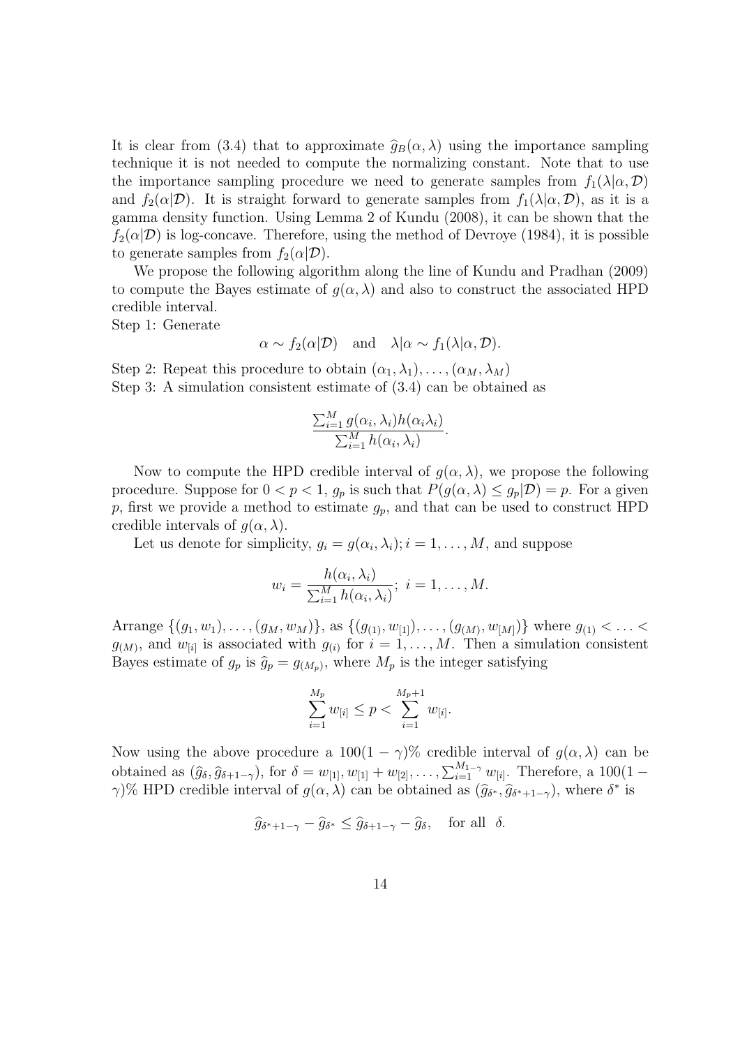It is clear from (3.4) that to approximate $\widehat{g}_B(\alpha, \lambda)$ using the importance sampling technique it is not needed to compute the normalizing constant. Note that to use the importance sampling procedure we need to generate samples from $f_1(\lambda|\alpha, \mathcal{D})$ and $f_2(\alpha|\mathcal{D})$. It is straight forward to generate samples from $f_1(\lambda|\alpha, \mathcal{D})$, as it is a gamma density function. Using Lemma 2 of Kundu (2008), it can be shown that the $f_2(\alpha|\mathcal{D})$ is log-concave. Therefore, using the method of Devroye (1984), it is possible to generate samples from $f_2(\alpha|\mathcal{D})$.

We propose the following algorithm along the line of Kundu and Pradhan (2009) to compute the Bayes estimate of $g(\alpha, \lambda)$ and also to construct the associated HPD credible interval.

Step 1: Generate

$$\alpha \sim f_2(\alpha|\mathcal{D}) \quad \text{and} \quad \lambda|\alpha \sim f_1(\lambda|\alpha, \mathcal{D}).$$

Step 2: Repeat this procedure to obtain $(\alpha_1, \lambda_1), \ldots, (\alpha_M, \lambda_M)$

Step 3: A simulation consistent estimate of (3.4) can be obtained as

$$\frac{\sum_{i=1}^{M} g(\alpha_i, \lambda_i) h(\alpha_i \lambda_i)}{\sum_{i=1}^{M} h(\alpha_i, \lambda_i)}.$$

Now to compute the HPD credible interval of $g(\alpha, \lambda)$, we propose the following procedure. Suppose for $0 < p < 1$, $g_p$ is such that $P(g(\alpha, \lambda) \leq g_p|\mathcal{D}) = p$. For a given $p$, first we provide a method to estimate $g_p$, and that can be used to construct HPD credible intervals of $g(\alpha, \lambda)$.

Let us denote for simplicity, $g_i = g(\alpha_i, \lambda_i); i = 1, \ldots, M$, and suppose

$$w_i = \frac{h(\alpha_i, \lambda_i)}{\sum_{i=1}^{M} h(\alpha_i, \lambda_i)};\ i = 1, \ldots, M.$$

Arrange $\{(g_1, w_1), \ldots, (g_M, w_M)\}$, as $\{(g_{(1)}, w_{[1]}), \ldots, (g_{(M)}, w_{[M]})\}$ where $g_{(1)} < \ldots < g_{(M)}$, and $w_{[i]}$ is associated with $g_{(i)}$ for $i = 1, \ldots, M$. Then a simulation consistent Bayes estimate of $g_p$ is $\widehat{g}_p = g_{(M_p)}$, where $M_p$ is the integer satisfying

$$\sum_{i=1}^{M_p} w_{[i]} \leq p < \sum_{i=1}^{M_p+1} w_{[i]}.$$

Now using the above procedure a $100(1-\gamma)\%$ credible interval of $g(\alpha, \lambda)$ can be obtained as $(\widehat{g}_\delta, \widehat{g}_{\delta+1-\gamma})$, for $\delta = w_{[1]}, w_{[1]} + w_{[2]}, \ldots, \sum_{i=1}^{M_{1-\gamma}} w_{[i]}$. Therefore, a $100(1-\gamma)\%$ HPD credible interval of $g(\alpha, \lambda)$ can be obtained as $(\widehat{g}_{\delta^*}, \widehat{g}_{\delta^*+1-\gamma})$, where $\delta^*$ is

$$\widehat{g}_{\delta^*+1-\gamma} - \widehat{g}_{\delta^*} \leq \widehat{g}_{\delta+1-\gamma} - \widehat{g}_{\delta}, \quad \text{for all} \ \ \delta.$$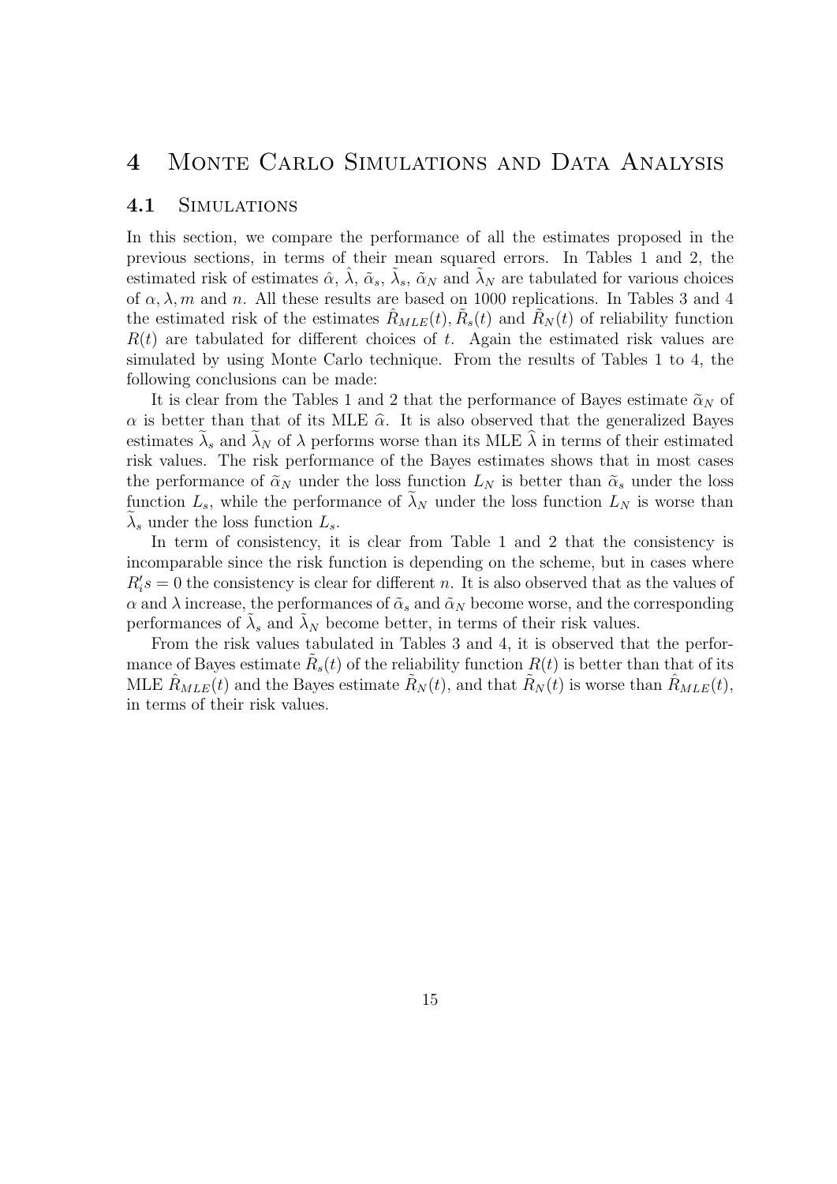# 4 Monte Carlo Simulations and Data Analysis

## 4.1 Simulations

In this section, we compare the performance of all the estimates proposed in the previous sections, in terms of their mean squared errors. In Tables 1 and 2, the estimated risk of estimates $\hat{\alpha}$, $\hat{\lambda}$, $\tilde{\alpha}_s$, $\tilde{\lambda}_s$, $\tilde{\alpha}_N$ and $\tilde{\lambda}_N$ are tabulated for various choices of $\alpha, \lambda, m$ and $n$. All these results are based on 1000 replications. In Tables 3 and 4 the estimated risk of the estimates $\hat{R}_{MLE}(t), \tilde{R}_s(t)$ and $\tilde{R}_N(t)$ of reliability function $R(t)$ are tabulated for different choices of $t$. Again the estimated risk values are simulated by using Monte Carlo technique. From the results of Tables 1 to 4, the following conclusions can be made:

It is clear from the Tables 1 and 2 that the performance of Bayes estimate $\widetilde{\alpha}_N$ of $\alpha$ is better than that of its MLE $\widehat{\alpha}$. It is also observed that the generalized Bayes estimates $\widetilde{\lambda}_s$ and $\widetilde{\lambda}_N$ of $\lambda$ performs worse than its MLE $\widehat{\lambda}$ in terms of their estimated risk values. The risk performance of the Bayes estimates shows that in most cases the performance of $\widetilde{\alpha}_N$ under the loss function $L_N$ is better than $\widetilde{\alpha}_s$ under the loss function $L_s$, while the performance of $\widetilde{\lambda}_N$ under the loss function $L_N$ is worse than $\widetilde{\lambda}_s$ under the loss function $L_s$.

In term of consistency, it is clear from Table 1 and 2 that the consistency is incomparable since the risk function is depending on the scheme, but in cases where $R_i's = 0$ the consistency is clear for different $n$. It is also observed that as the values of $\alpha$ and $\lambda$ increase, the performances of $\tilde{\alpha}_s$ and $\tilde{\alpha}_N$ become worse, and the corresponding performances of $\tilde{\lambda}_s$ and $\tilde{\lambda}_N$ become better, in terms of their risk values.

From the risk values tabulated in Tables 3 and 4, it is observed that the performance of Bayes estimate $\tilde{R}_s(t)$ of the reliability function $R(t)$ is better than that of its MLE $\hat{R}_{MLE}(t)$ and the Bayes estimate $\tilde{R}_N(t)$, and that $\tilde{R}_N(t)$ is worse than $\hat{R}_{MLE}(t)$, in terms of their risk values.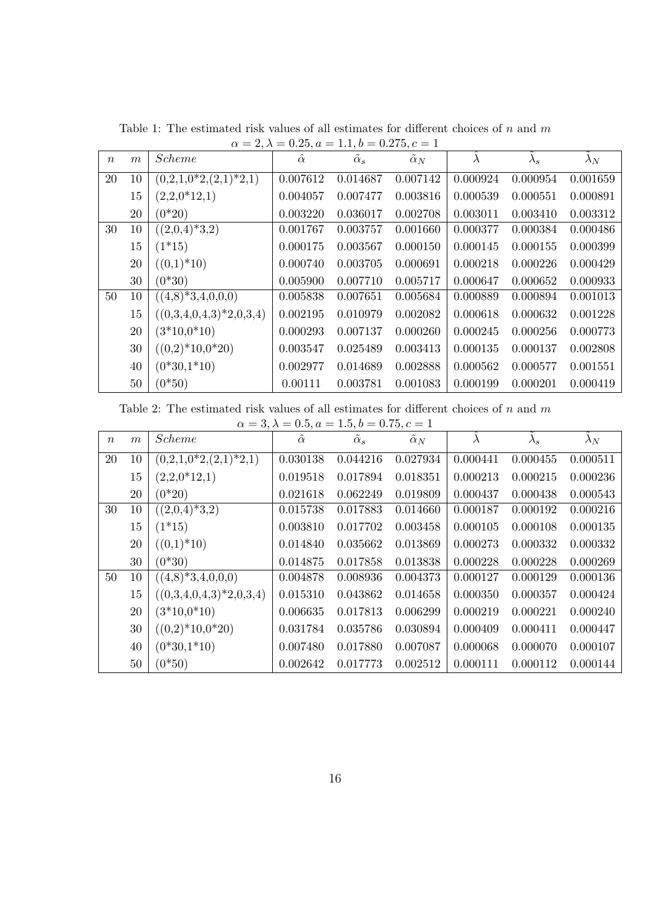Table 1: The estimated risk values of all estimates for different choices of $n$ and $m$

$\alpha = 2, \lambda = 0.25, a = 1.1, b = 0.275, c = 1$

| $n$ | $m$ | *Scheme* | $\hat{\alpha}$ | $\tilde{\alpha}_s$ | $\tilde{\alpha}_N$ | $\hat{\lambda}$ | $\tilde{\lambda}_s$ | $\tilde{\lambda}_N$ |
|---|---|---|---|---|---|---|---|---|
| 20 | 10 | (0,2,1,0*2,(2,1)*2,1) | 0.007612 | 0.014687 | 0.007142 | 0.000924 | 0.000954 | 0.001659 |
| | 15 | (2,2,0*12,1) | 0.004057 | 0.007477 | 0.003816 | 0.000539 | 0.000551 | 0.000891 |
| | 20 | (0*20) | 0.003220 | 0.036017 | 0.002708 | 0.003011 | 0.003410 | 0.003312 |
| 30 | 10 | ((2,0,4)*3,2) | 0.001767 | 0.003757 | 0.001660 | 0.000377 | 0.000384 | 0.000486 |
| | 15 | (1*15) | 0.000175 | 0.003567 | 0.000150 | 0.000145 | 0.000155 | 0.000399 |
| | 20 | ((0,1)*10) | 0.000740 | 0.003705 | 0.000691 | 0.000218 | 0.000226 | 0.000429 |
| | 30 | (0*30) | 0.005900 | 0.007710 | 0.005717 | 0.000647 | 0.000652 | 0.000933 |
| 50 | 10 | ((4,8)*3,4,0,0,0) | 0.005838 | 0.007651 | 0.005684 | 0.000889 | 0.000894 | 0.001013 |
| | 15 | ((0,3,4,0,4,3)*2,0,3,4) | 0.002195 | 0.010979 | 0.002082 | 0.000618 | 0.000632 | 0.001228 |
| | 20 | (3*10,0*10) | 0.000293 | 0.007137 | 0.000260 | 0.000245 | 0.000256 | 0.000773 |
| | 30 | ((0,2)*10,0*20) | 0.003547 | 0.025489 | 0.003413 | 0.000135 | 0.000137 | 0.002808 |
| | 40 | (0*30,1*10) | 0.002977 | 0.014689 | 0.002888 | 0.000562 | 0.000577 | 0.001551 |
| | 50 | (0*50) | 0.00111 | 0.003781 | 0.001083 | 0.000199 | 0.000201 | 0.000419 |

Table 2: The estimated risk values of all estimates for different choices of $n$ and $m$

$\alpha = 3, \lambda = 0.5, a = 1.5, b = 0.75, c = 1$

| $n$ | $m$ | *Scheme* | $\hat{\alpha}$ | $\tilde{\alpha}_s$ | $\tilde{\alpha}_N$ | $\hat{\lambda}$ | $\tilde{\lambda}_s$ | $\tilde{\lambda}_N$ |
|---|---|---|---|---|---|---|---|---|
| 20 | 10 | (0,2,1,0*2,(2,1)*2,1) | 0.030138 | 0.044216 | 0.027934 | 0.000441 | 0.000455 | 0.000511 |
| | 15 | (2,2,0*12,1) | 0.019518 | 0.017894 | 0.018351 | 0.000213 | 0.000215 | 0.000236 |
| | 20 | (0*20) | 0.021618 | 0.062249 | 0.019809 | 0.000437 | 0.000438 | 0.000543 |
| 30 | 10 | ((2,0,4)*3,2) | 0.015738 | 0.017883 | 0.014660 | 0.000187 | 0.000192 | 0.000216 |
| | 15 | (1*15) | 0.003810 | 0.017702 | 0.003458 | 0.000105 | 0.000108 | 0.000135 |
| | 20 | ((0,1)*10) | 0.014840 | 0.035662 | 0.013869 | 0.000273 | 0.000332 | 0.000332 |
| | 30 | (0*30) | 0.014875 | 0.017858 | 0.013838 | 0.000228 | 0.000228 | 0.000269 |
| 50 | 10 | ((4,8)*3,4,0,0,0) | 0.004878 | 0.008936 | 0.004373 | 0.000127 | 0.000129 | 0.000136 |
| | 15 | ((0,3,4,0,4,3)*2,0,3,4) | 0.015310 | 0.043862 | 0.014658 | 0.000350 | 0.000357 | 0.000424 |
| | 20 | (3*10,0*10) | 0.006635 | 0.017813 | 0.006299 | 0.000219 | 0.000221 | 0.000240 |
| | 30 | ((0,2)*10,0*20) | 0.031784 | 0.035786 | 0.030894 | 0.000409 | 0.000411 | 0.000447 |
| | 40 | (0*30,1*10) | 0.007480 | 0.017880 | 0.007087 | 0.000068 | 0.000070 | 0.000107 |
| | 50 | (0*50) | 0.002642 | 0.017773 | 0.002512 | 0.000111 | 0.000112 | 0.000144 |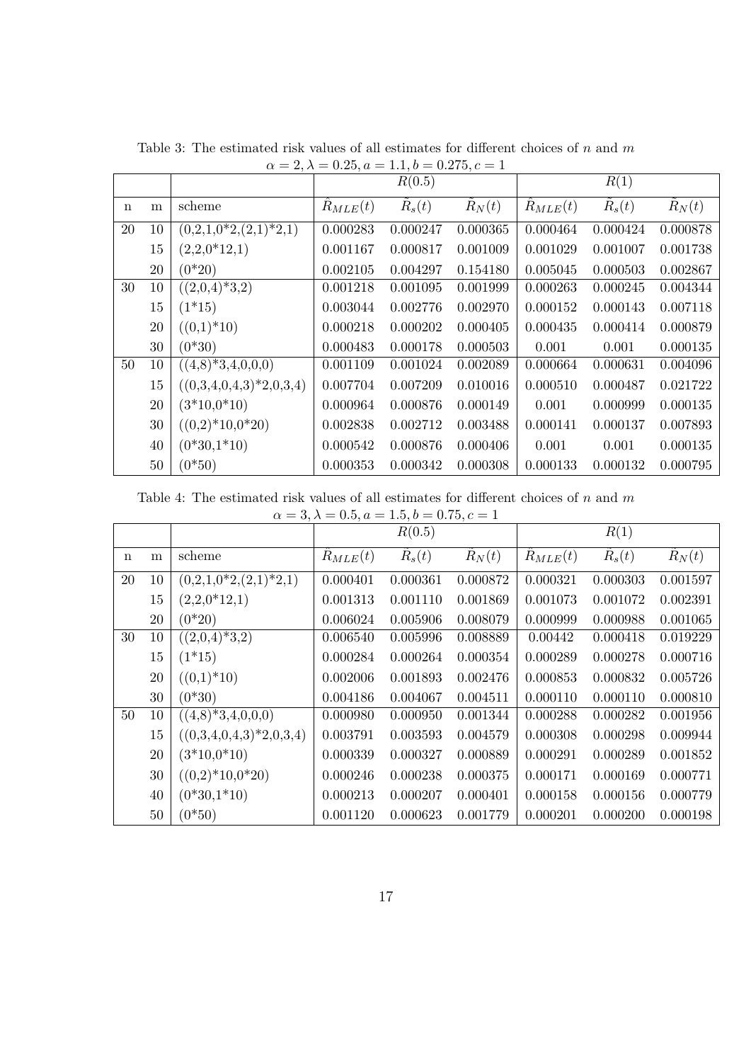Table 3: The estimated risk values of all estimates for different choices of $n$ and $m$

$\alpha = 2, \lambda = 0.25, a = 1.1, b = 0.275, c = 1$

| | | | $R(0.5)$ | | | $R(1)$ | | |
|---|---|---|---|---|---|---|---|---|
| n | m | scheme | $\hat{R}_{MLE}(t)$ | $\tilde{R}_s(t)$ | $\tilde{R}_N(t)$ | $\hat{R}_{MLE}(t)$ | $\tilde{R}_s(t)$ | $\tilde{R}_N(t)$ |
| 20 | 10 | (0,2,1,0*2,(2,1)*2,1) | 0.000283 | 0.000247 | 0.000365 | 0.000464 | 0.000424 | 0.000878 |
| | 15 | (2,2,0*12,1) | 0.001167 | 0.000817 | 0.001009 | 0.001029 | 0.001007 | 0.001738 |
| | 20 | (0*20) | 0.002105 | 0.004297 | 0.154180 | 0.005045 | 0.000503 | 0.002867 |
| 30 | 10 | ((2,0,4)*3,2) | 0.001218 | 0.001095 | 0.001999 | 0.000263 | 0.000245 | 0.004344 |
| | 15 | (1*15) | 0.003044 | 0.002776 | 0.002970 | 0.000152 | 0.000143 | 0.007118 |
| | 20 | ((0,1)*10) | 0.000218 | 0.000202 | 0.000405 | 0.000435 | 0.000414 | 0.000879 |
| | 30 | (0*30) | 0.000483 | 0.000178 | 0.000503 | 0.001 | 0.001 | 0.000135 |
| 50 | 10 | ((4,8)*3,4,0,0,0) | 0.001109 | 0.001024 | 0.002089 | 0.000664 | 0.000631 | 0.004096 |
| | 15 | ((0,3,4,0,4,3)*2,0,3,4) | 0.007704 | 0.007209 | 0.010016 | 0.000510 | 0.000487 | 0.021722 |
| | 20 | (3*10,0*10) | 0.000964 | 0.000876 | 0.000149 | 0.001 | 0.000999 | 0.000135 |
| | 30 | ((0,2)*10,0*20) | 0.002838 | 0.002712 | 0.003488 | 0.000141 | 0.000137 | 0.007893 |
| | 40 | (0*30,1*10) | 0.000542 | 0.000876 | 0.000406 | 0.001 | 0.001 | 0.000135 |
| | 50 | (0*50) | 0.000353 | 0.000342 | 0.000308 | 0.000133 | 0.000132 | 0.000795 |

Table 4: The estimated risk values of all estimates for different choices of $n$ and $m$

$\alpha = 3, \lambda = 0.5, a = 1.5, b = 0.75, c = 1$

| | | | $R(0.5)$ | | | $R(1)$ | | |
|---|---|---|---|---|---|---|---|---|
| n | m | scheme | $\hat{R}_{MLE}(t)$ | $\tilde{R}_s(t)$ | $\tilde{R}_N(t)$ | $\hat{R}_{MLE}(t)$ | $\tilde{R}_s(t)$ | $\tilde{R}_N(t)$ |
| 20 | 10 | (0,2,1,0*2,(2,1)*2,1) | 0.000401 | 0.000361 | 0.000872 | 0.000321 | 0.000303 | 0.001597 |
| | 15 | (2,2,0*12,1) | 0.001313 | 0.001110 | 0.001869 | 0.001073 | 0.001072 | 0.002391 |
| | 20 | (0*20) | 0.006024 | 0.005906 | 0.008079 | 0.000999 | 0.000988 | 0.001065 |
| 30 | 10 | ((2,0,4)*3,2) | 0.006540 | 0.005996 | 0.008889 | 0.00442 | 0.000418 | 0.019229 |
| | 15 | (1*15) | 0.000284 | 0.000264 | 0.000354 | 0.000289 | 0.000278 | 0.000716 |
| | 20 | ((0,1)*10) | 0.002006 | 0.001893 | 0.002476 | 0.000853 | 0.000832 | 0.005726 |
| | 30 | (0*30) | 0.004186 | 0.004067 | 0.004511 | 0.000110 | 0.000110 | 0.000810 |
| 50 | 10 | ((4,8)*3,4,0,0,0) | 0.000980 | 0.000950 | 0.001344 | 0.000288 | 0.000282 | 0.001956 |
| | 15 | ((0,3,4,0,4,3)*2,0,3,4) | 0.003791 | 0.003593 | 0.004579 | 0.000308 | 0.000298 | 0.009944 |
| | 20 | (3*10,0*10) | 0.000339 | 0.000327 | 0.000889 | 0.000291 | 0.000289 | 0.001852 |
| | 30 | ((0,2)*10,0*20) | 0.000246 | 0.000238 | 0.000375 | 0.000171 | 0.000169 | 0.000771 |
| | 40 | (0*30,1*10) | 0.000213 | 0.000207 | 0.000401 | 0.000158 | 0.000156 | 0.000779 |
| | 50 | (0*50) | 0.001120 | 0.000623 | 0.001779 | 0.000201 | 0.000200 | 0.000198 |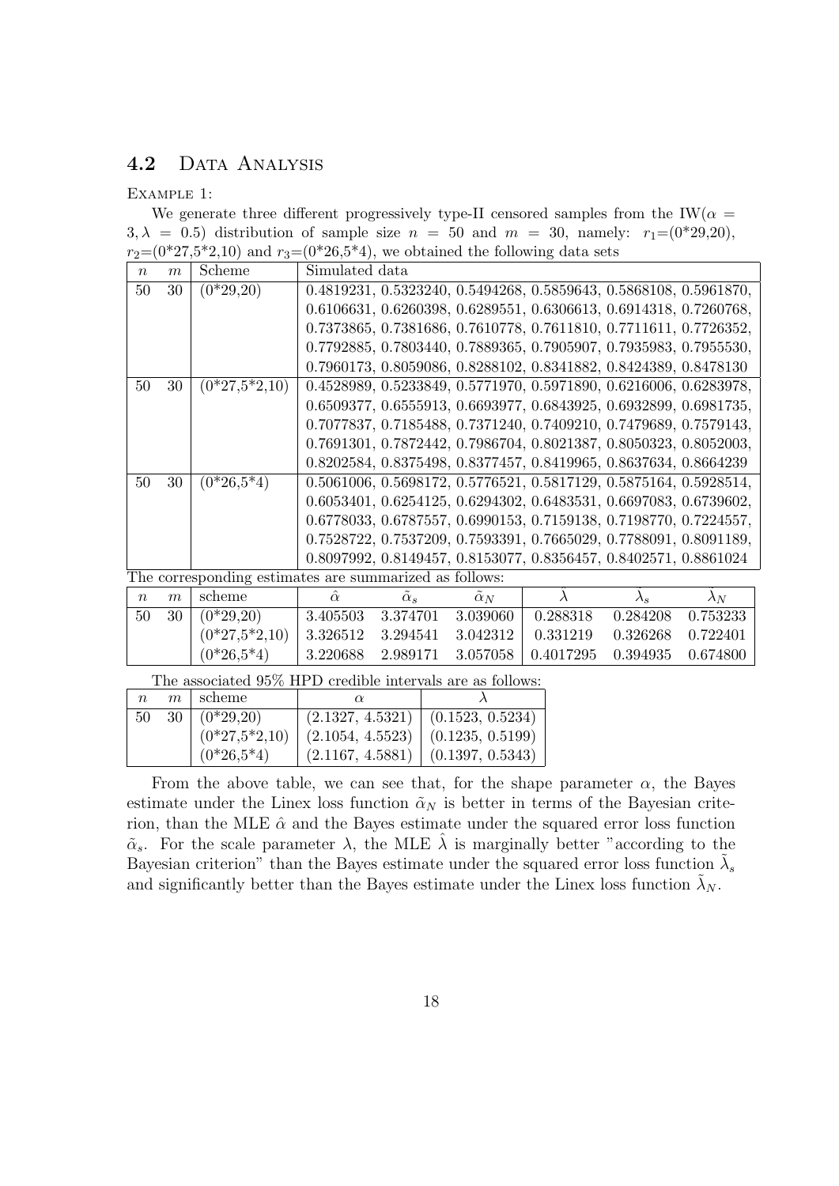## 4.2 Data Analysis

Example 1:

We generate three different progressively type-II censored samples from the IW($\alpha = 3, \lambda = 0.5$) distribution of sample size $n = 50$ and $m = 30$, namely: $r_1$=(0*29,20), $r_2$=(0*27,5*2,10) and $r_3$=(0*26,5*4), we obtained the following data sets

| $n$ | $m$ | Scheme | Simulated data |
|---|---|---|---|
| 50 | 30 | (0*29,20) | 0.4819231, 0.5323240, 0.5494268, 0.5859643, 0.5868108, 0.5961870, 0.6106631, 0.6260398, 0.6289551, 0.6306613, 0.6914318, 0.7260768, 0.7373865, 0.7381686, 0.7610778, 0.7611810, 0.7711611, 0.7726352, 0.7792885, 0.7803440, 0.7889365, 0.7905907, 0.7935983, 0.7955530, 0.7960173, 0.8059086, 0.8288102, 0.8341882, 0.8424389, 0.8478130 |
| 50 | 30 | (0*27,5*2,10) | 0.4528989, 0.5233849, 0.5771970, 0.5971890, 0.6216006, 0.6283978, 0.6509377, 0.6555913, 0.6693977, 0.6843925, 0.6932899, 0.6981735, 0.7077837, 0.7185488, 0.7371240, 0.7409210, 0.7479689, 0.7579143, 0.7691301, 0.7872442, 0.7986704, 0.8021387, 0.8050323, 0.8052003, 0.8202584, 0.8375498, 0.8377457, 0.8419965, 0.8637634, 0.8664239 |
| 50 | 30 | (0*26,5*4) | 0.5061006, 0.5698172, 0.5776521, 0.5817129, 0.5875164, 0.5928514, 0.6053401, 0.6254125, 0.6294302, 0.6483531, 0.6697083, 0.6739602, 0.6778033, 0.6787557, 0.6990153, 0.7159138, 0.7198770, 0.7224557, 0.7528722, 0.7537209, 0.7593391, 0.7665029, 0.7788091, 0.8091189, 0.8097992, 0.8149457, 0.8153077, 0.8356457, 0.8402571, 0.8861024 |

The corresponding estimates are summarized as follows:

| $n$ | $m$ | scheme | $\hat{\alpha}$ | $\tilde{\alpha}_s$ | $\tilde{\alpha}_N$ | $\hat{\lambda}$ | $\tilde{\lambda}_s$ | $\tilde{\lambda}_N$ |
|---|---|---|---|---|---|---|---|---|
| 50 | 30 | (0*29,20) | 3.405503 | 3.374701 | 3.039060 | 0.288318 | 0.284208 | 0.753233 |
| | | (0*27,5*2,10) | 3.326512 | 3.294541 | 3.042312 | 0.331219 | 0.326268 | 0.722401 |
| | | (0*26,5*4) | 3.220688 | 2.989171 | 3.057058 | 0.4017295 | 0.394935 | 0.674800 |

The associated 95% HPD credible intervals are as follows:

| $n$ | $m$ | scheme | $\alpha$ | $\lambda$ |
|---|---|---|---|---|
| 50 | 30 | (0*29,20) | (2.1327, 4.5321) | (0.1523, 0.5234) |
| | | (0*27,5*2,10) | (2.1054, 4.5523) | (0.1235, 0.5199) |
| | | (0*26,5*4) | (2.1167, 4.5881) | (0.1397, 0.5343) |

From the above table, we can see that, for the shape parameter $\alpha$, the Bayes estimate under the Linex loss function $\tilde{\alpha}_N$ is better in terms of the Bayesian criterion, than the MLE $\hat{\alpha}$ and the Bayes estimate under the squared error loss function $\tilde{\alpha}_s$. For the scale parameter $\lambda$, the MLE $\hat{\lambda}$ is marginally better "according to the Bayesian criterion" than the Bayes estimate under the squared error loss function $\tilde{\lambda}_s$ and significantly better than the Bayes estimate under the Linex loss function $\tilde{\lambda}_N$.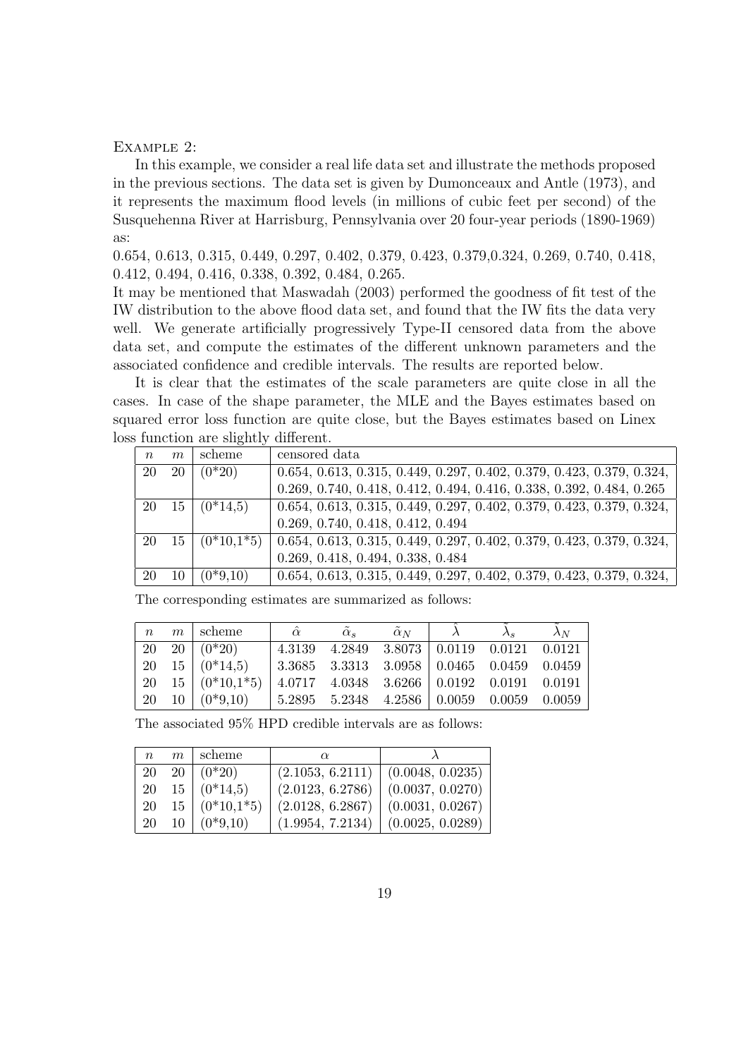Example 2:

In this example, we consider a real life data set and illustrate the methods proposed in the previous sections. The data set is given by Dumonceaux and Antle (1973), and it represents the maximum flood levels (in millions of cubic feet per second) of the Susquehenna River at Harrisburg, Pennsylvania over 20 four-year periods (1890-1969) as:

0.654, 0.613, 0.315, 0.449, 0.297, 0.402, 0.379, 0.423, 0.379,0.324, 0.269, 0.740, 0.418, 0.412, 0.494, 0.416, 0.338, 0.392, 0.484, 0.265.

It may be mentioned that Maswadah (2003) performed the goodness of fit test of the IW distribution to the above flood data set, and found that the IW fits the data very well. We generate artificially progressively Type-II censored data from the above data set, and compute the estimates of the different unknown parameters and the associated confidence and credible intervals. The results are reported below.

It is clear that the estimates of the scale parameters are quite close in all the cases. In case of the shape parameter, the MLE and the Bayes estimates based on squared error loss function are quite close, but the Bayes estimates based on Linex loss function are slightly different.

| $n$ | $m$ | scheme | censored data |
|---|---|---|---|
| 20 | 20 | (0*20) | 0.654, 0.613, 0.315, 0.449, 0.297, 0.402, 0.379, 0.423, 0.379, 0.324, 0.269, 0.740, 0.418, 0.412, 0.494, 0.416, 0.338, 0.392, 0.484, 0.265 |
| 20 | 15 | (0*14,5) | 0.654, 0.613, 0.315, 0.449, 0.297, 0.402, 0.379, 0.423, 0.379, 0.324, 0.269, 0.740, 0.418, 0.412, 0.494 |
| 20 | 15 | (0*10,1*5) | 0.654, 0.613, 0.315, 0.449, 0.297, 0.402, 0.379, 0.423, 0.379, 0.324, 0.269, 0.418, 0.494, 0.338, 0.484 |
| 20 | 10 | (0*9,10) | 0.654, 0.613, 0.315, 0.449, 0.297, 0.402, 0.379, 0.423, 0.379, 0.324, |

The corresponding estimates are summarized as follows:

| $n$ | $m$ | scheme | $\hat{\alpha}$ | $\tilde{\alpha}_s$ | $\tilde{\alpha}_N$ | $\hat{\lambda}$ | $\tilde{\lambda}_s$ | $\tilde{\lambda}_N$ |
|---|---|---|---|---|---|---|---|---|
| 20 | 20 | (0*20) | 4.3139 | 4.2849 | 3.8073 | 0.0119 | 0.0121 | 0.0121 |
| 20 | 15 | (0*14,5) | 3.3685 | 3.3313 | 3.0958 | 0.0465 | 0.0459 | 0.0459 |
| 20 | 15 | (0*10,1*5) | 4.0717 | 4.0348 | 3.6266 | 0.0192 | 0.0191 | 0.0191 |
| 20 | 10 | (0*9,10) | 5.2895 | 5.2348 | 4.2586 | 0.0059 | 0.0059 | 0.0059 |

The associated 95% HPD credible intervals are as follows:

| $n$ | $m$ | scheme | $\alpha$ | $\lambda$ |
|---|---|---|---|---|
| 20 | 20 | (0*20) | (2.1053, 6.2111) | (0.0048, 0.0235) |
| 20 | 15 | (0*14,5) | (2.0123, 6.2786) | (0.0037, 0.0270) |
| 20 | 15 | (0*10,1*5) | (2.0128, 6.2867) | (0.0031, 0.0267) |
| 20 | 10 | (0*9,10) | (1.9954, 7.2134) | (0.0025, 0.0289) |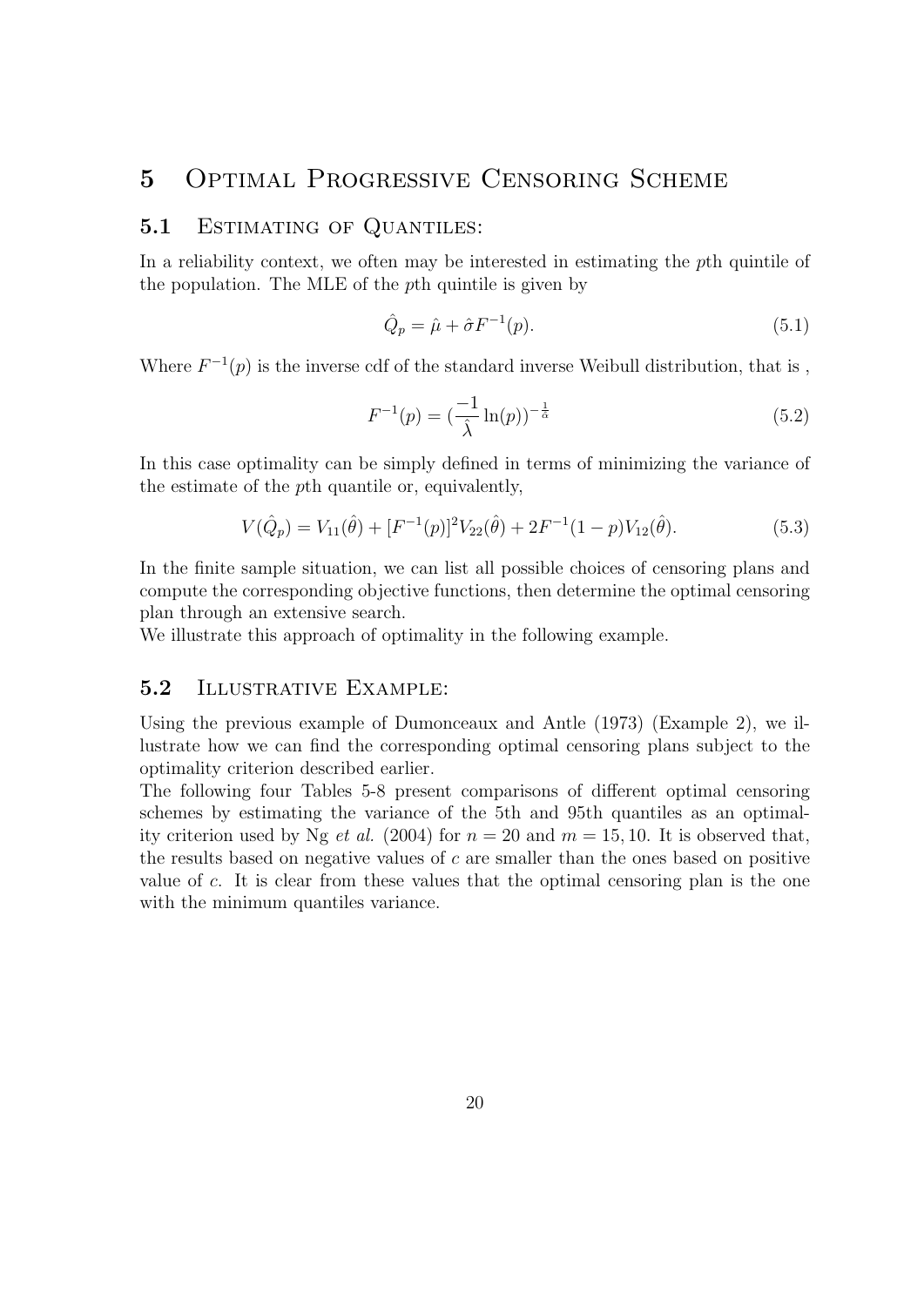# 5 Optimal Progressive Censoring Scheme

## 5.1 Estimating of Quantiles:

In a reliability context, we often may be interested in estimating the $p$th quintile of the population. The MLE of the $p$th quintile is given by

$$\hat{Q}_p = \hat{\mu} + \hat{\sigma} F^{-1}(p). \tag{5.1}$$

Where $F^{-1}(p)$ is the inverse cdf of the standard inverse Weibull distribution, that is ,

$$F^{-1}(p) = (\frac{-1}{\hat{\lambda}} \ln(p))^{-\frac{1}{\hat{\alpha}}} \tag{5.2}$$

In this case optimality can be simply defined in terms of minimizing the variance of the estimate of the $p$th quantile or, equivalently,

$$V(\hat{Q}_p) = V_{11}(\hat{\theta}) + [F^{-1}(p)]^2 V_{22}(\hat{\theta}) + 2F^{-1}(1-p)V_{12}(\hat{\theta}). \tag{5.3}$$

In the finite sample situation, we can list all possible choices of censoring plans and compute the corresponding objective functions, then determine the optimal censoring plan through an extensive search.
We illustrate this approach of optimality in the following example.

## 5.2 Illustrative Example:

Using the previous example of Dumonceaux and Antle (1973) (Example 2), we illustrate how we can find the corresponding optimal censoring plans subject to the optimality criterion described earlier.
The following four Tables 5-8 present comparisons of different optimal censoring schemes by estimating the variance of the 5th and 95th quantiles as an optimality criterion used by Ng *et al.* (2004) for $n = 20$ and $m = 15, 10$. It is observed that, the results based on negative values of $c$ are smaller than the ones based on positive value of $c$. It is clear from these values that the optimal censoring plan is the one with the minimum quantiles variance.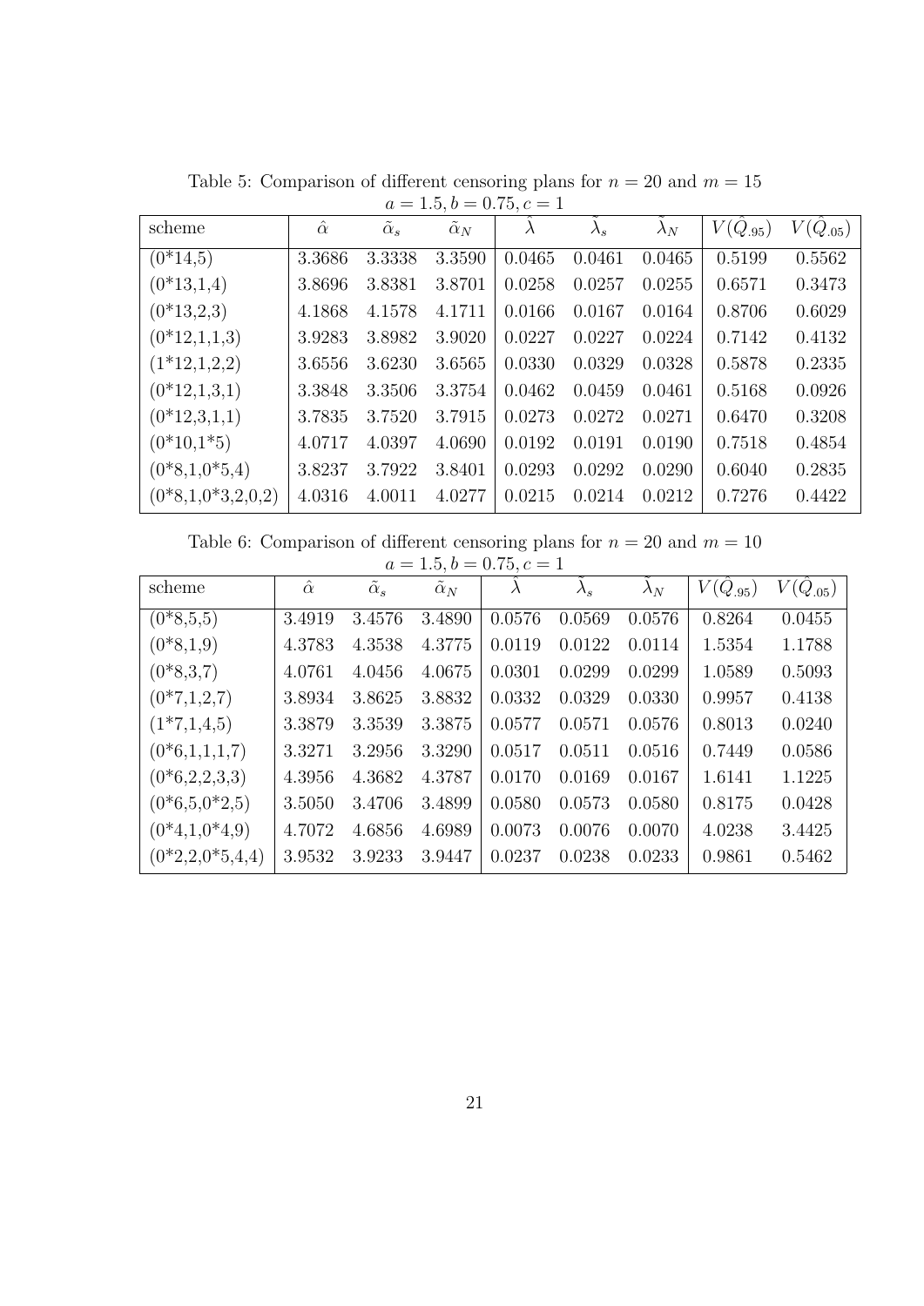Table 5: Comparison of different censoring plans for $n = 20$ and $m = 15$

$a = 1.5, b = 0.75, c = 1$

| scheme | $\hat{\alpha}$ | $\tilde{\alpha}_s$ | $\tilde{\alpha}_N$ | $\hat{\lambda}$ | $\tilde{\lambda}_s$ | $\tilde{\lambda}_N$ | $V(\hat{Q}_{.95})$ | $V(\hat{Q}_{.05})$ |
|---|---|---|---|---|---|---|---|---|
| (0*14,5) | 3.3686 | 3.3338 | 3.3590 | 0.0465 | 0.0461 | 0.0465 | 0.5199 | 0.5562 |
| (0*13,1,4) | 3.8696 | 3.8381 | 3.8701 | 0.0258 | 0.0257 | 0.0255 | 0.6571 | 0.3473 |
| (0*13,2,3) | 4.1868 | 4.1578 | 4.1711 | 0.0166 | 0.0167 | 0.0164 | 0.8706 | 0.6029 |
| (0*12,1,1,3) | 3.9283 | 3.8982 | 3.9020 | 0.0227 | 0.0227 | 0.0224 | 0.7142 | 0.4132 |
| (1*12,1,2,2) | 3.6556 | 3.6230 | 3.6565 | 0.0330 | 0.0329 | 0.0328 | 0.5878 | 0.2335 |
| (0*12,1,3,1) | 3.3848 | 3.3506 | 3.3754 | 0.0462 | 0.0459 | 0.0461 | 0.5168 | 0.0926 |
| (0*12,3,1,1) | 3.7835 | 3.7520 | 3.7915 | 0.0273 | 0.0272 | 0.0271 | 0.6470 | 0.3208 |
| (0*10,1*5) | 4.0717 | 4.0397 | 4.0690 | 0.0192 | 0.0191 | 0.0190 | 0.7518 | 0.4854 |
| (0*8,1,0*5,4) | 3.8237 | 3.7922 | 3.8401 | 0.0293 | 0.0292 | 0.0290 | 0.6040 | 0.2835 |
| (0*8,1,0*3,2,0,2) | 4.0316 | 4.0011 | 4.0277 | 0.0215 | 0.0214 | 0.0212 | 0.7276 | 0.4422 |

Table 6: Comparison of different censoring plans for $n = 20$ and $m = 10$

$a = 1.5, b = 0.75, c = 1$

| scheme | $\hat{\alpha}$ | $\tilde{\alpha}_s$ | $\tilde{\alpha}_N$ | $\hat{\lambda}$ | $\tilde{\lambda}_s$ | $\tilde{\lambda}_N$ | $V(\hat{Q}_{.95})$ | $V(\hat{Q}_{.05})$ |
|---|---|---|---|---|---|---|---|---|
| (0*8,5,5) | 3.4919 | 3.4576 | 3.4890 | 0.0576 | 0.0569 | 0.0576 | 0.8264 | 0.0455 |
| (0*8,1,9) | 4.3783 | 4.3538 | 4.3775 | 0.0119 | 0.0122 | 0.0114 | 1.5354 | 1.1788 |
| (0*8,3,7) | 4.0761 | 4.0456 | 4.0675 | 0.0301 | 0.0299 | 0.0299 | 1.0589 | 0.5093 |
| (0*7,1,2,7) | 3.8934 | 3.8625 | 3.8832 | 0.0332 | 0.0329 | 0.0330 | 0.9957 | 0.4138 |
| (1*7,1,4,5) | 3.3879 | 3.3539 | 3.3875 | 0.0577 | 0.0571 | 0.0576 | 0.8013 | 0.0240 |
| (0*6,1,1,1,7) | 3.3271 | 3.2956 | 3.3290 | 0.0517 | 0.0511 | 0.0516 | 0.7449 | 0.0586 |
| (0*6,2,2,3,3) | 4.3956 | 4.3682 | 4.3787 | 0.0170 | 0.0169 | 0.0167 | 1.6141 | 1.1225 |
| (0*6,5,0*2,5) | 3.5050 | 3.4706 | 3.4899 | 0.0580 | 0.0573 | 0.0580 | 0.8175 | 0.0428 |
| (0*4,1,0*4,9) | 4.7072 | 4.6856 | 4.6989 | 0.0073 | 0.0076 | 0.0070 | 4.0238 | 3.4425 |
| (0*2,2,0*5,4,4) | 3.9532 | 3.9233 | 3.9447 | 0.0237 | 0.0238 | 0.0233 | 0.9861 | 0.5462 |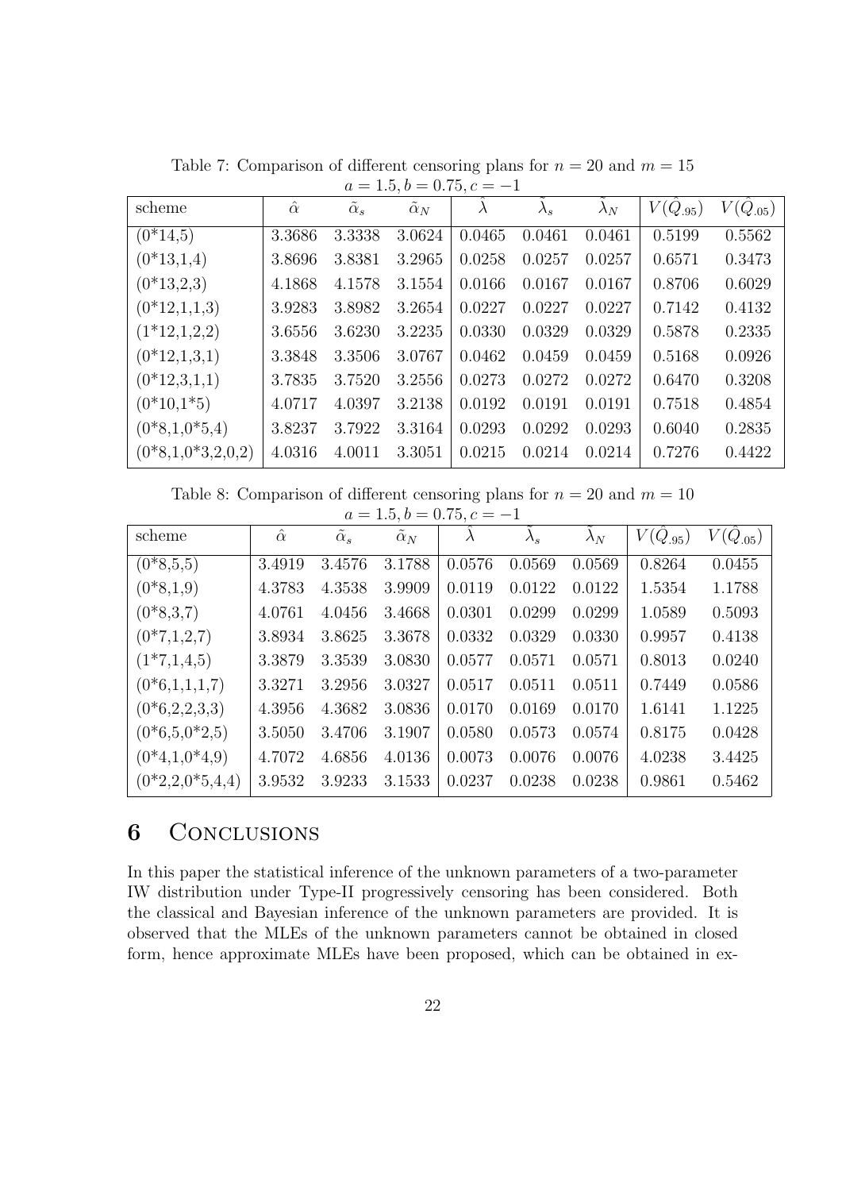Table 7: Comparison of different censoring plans for $n = 20$ and $m = 15$
$a = 1.5, b = 0.75, c = -1$

| scheme | $\hat{\alpha}$ | $\tilde{\alpha}_s$ | $\tilde{\alpha}_N$ | $\hat{\lambda}$ | $\tilde{\lambda}_s$ | $\tilde{\lambda}_N$ | $V(\hat{Q}_{.95})$ | $V(\hat{Q}_{.05})$ |
|---|---|---|---|---|---|---|---|---|
| (0*14,5) | 3.3686 | 3.3338 | 3.0624 | 0.0465 | 0.0461 | 0.0461 | 0.5199 | 0.5562 |
| (0*13,1,4) | 3.8696 | 3.8381 | 3.2965 | 0.0258 | 0.0257 | 0.0257 | 0.6571 | 0.3473 |
| (0*13,2,3) | 4.1868 | 4.1578 | 3.1554 | 0.0166 | 0.0167 | 0.0167 | 0.8706 | 0.6029 |
| (0*12,1,1,3) | 3.9283 | 3.8982 | 3.2654 | 0.0227 | 0.0227 | 0.0227 | 0.7142 | 0.4132 |
| (1*12,1,2,2) | 3.6556 | 3.6230 | 3.2235 | 0.0330 | 0.0329 | 0.0329 | 0.5878 | 0.2335 |
| (0*12,1,3,1) | 3.3848 | 3.3506 | 3.0767 | 0.0462 | 0.0459 | 0.0459 | 0.5168 | 0.0926 |
| (0*12,3,1,1) | 3.7835 | 3.7520 | 3.2556 | 0.0273 | 0.0272 | 0.0272 | 0.6470 | 0.3208 |
| (0*10,1*5) | 4.0717 | 4.0397 | 3.2138 | 0.0192 | 0.0191 | 0.0191 | 0.7518 | 0.4854 |
| (0*8,1,0*5,4) | 3.8237 | 3.7922 | 3.3164 | 0.0293 | 0.0292 | 0.0293 | 0.6040 | 0.2835 |
| (0*8,1,0*3,2,0,2) | 4.0316 | 4.0011 | 3.3051 | 0.0215 | 0.0214 | 0.0214 | 0.7276 | 0.4422 |

Table 8: Comparison of different censoring plans for $n = 20$ and $m = 10$
$a = 1.5, b = 0.75, c = -1$

| scheme | $\hat{\alpha}$ | $\tilde{\alpha}_s$ | $\tilde{\alpha}_N$ | $\hat{\lambda}$ | $\tilde{\lambda}_s$ | $\tilde{\lambda}_N$ | $V(\hat{Q}_{.95})$ | $V(\hat{Q}_{.05})$ |
|---|---|---|---|---|---|---|---|---|
| (0*8,5,5) | 3.4919 | 3.4576 | 3.1788 | 0.0576 | 0.0569 | 0.0569 | 0.8264 | 0.0455 |
| (0*8,1,9) | 4.3783 | 4.3538 | 3.9909 | 0.0119 | 0.0122 | 0.0122 | 1.5354 | 1.1788 |
| (0*8,3,7) | 4.0761 | 4.0456 | 3.4668 | 0.0301 | 0.0299 | 0.0299 | 1.0589 | 0.5093 |
| (0*7,1,2,7) | 3.8934 | 3.8625 | 3.3678 | 0.0332 | 0.0329 | 0.0330 | 0.9957 | 0.4138 |
| (1*7,1,4,5) | 3.3879 | 3.3539 | 3.0830 | 0.0577 | 0.0571 | 0.0571 | 0.8013 | 0.0240 |
| (0*6,1,1,1,7) | 3.3271 | 3.2956 | 3.0327 | 0.0517 | 0.0511 | 0.0511 | 0.7449 | 0.0586 |
| (0*6,2,2,3,3) | 4.3956 | 4.3682 | 3.0836 | 0.0170 | 0.0169 | 0.0170 | 1.6141 | 1.1225 |
| (0*6,5,0*2,5) | 3.5050 | 3.4706 | 3.1907 | 0.0580 | 0.0573 | 0.0574 | 0.8175 | 0.0428 |
| (0*4,1,0*4,9) | 4.7072 | 4.6856 | 4.0136 | 0.0073 | 0.0076 | 0.0076 | 4.0238 | 3.4425 |
| (0*2,2,0*5,4,4) | 3.9532 | 3.9233 | 3.1533 | 0.0237 | 0.0238 | 0.0238 | 0.9861 | 0.5462 |

# 6 Conclusions

In this paper the statistical inference of the unknown parameters of a two-parameter IW distribution under Type-II progressively censoring has been considered. Both the classical and Bayesian inference of the unknown parameters are provided. It is observed that the MLEs of the unknown parameters cannot be obtained in closed form, hence approximate MLEs have been proposed, which can be obtained in ex-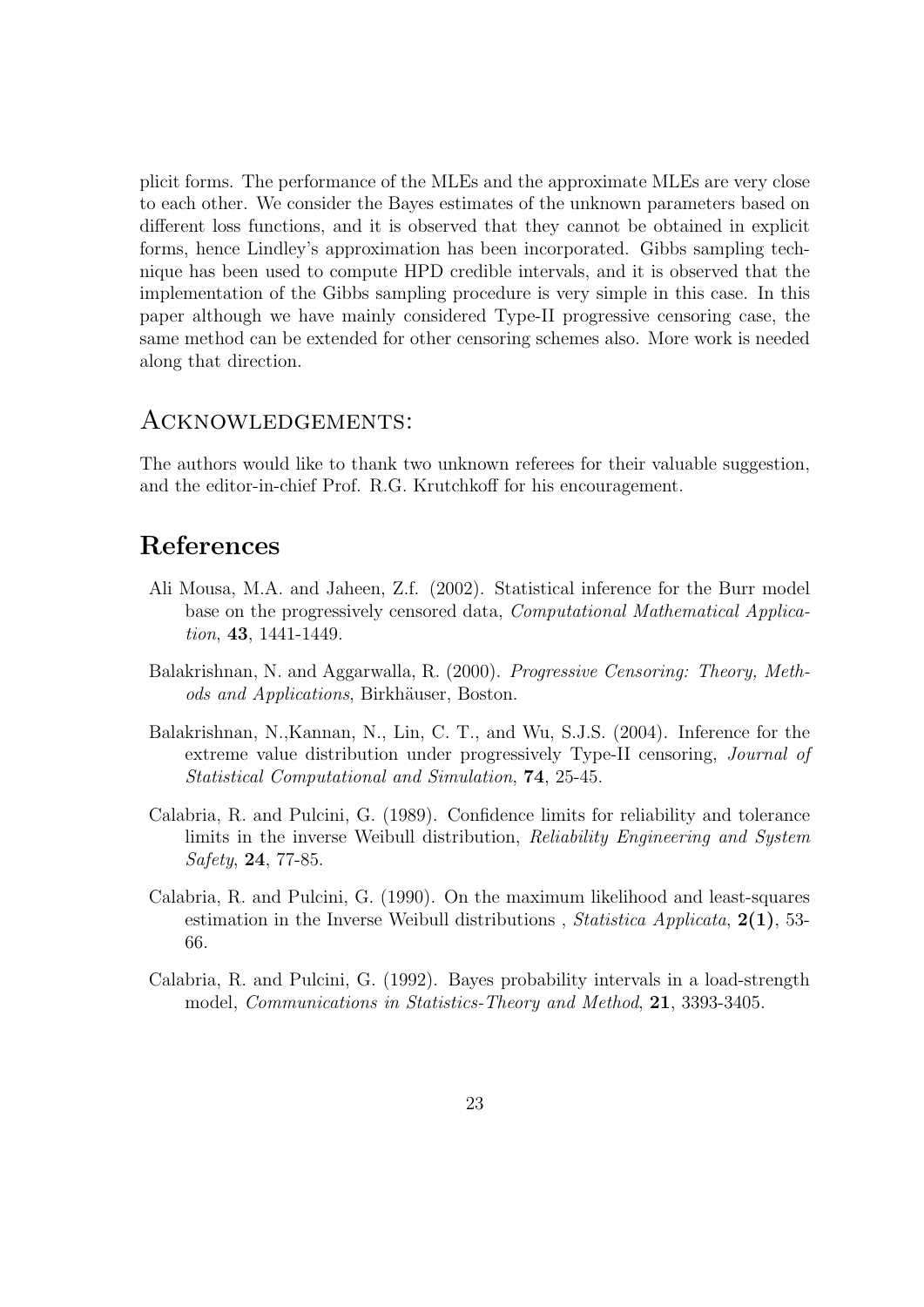plicit forms. The performance of the MLEs and the approximate MLEs are very close to each other. We consider the Bayes estimates of the unknown parameters based on different loss functions, and it is observed that they cannot be obtained in explicit forms, hence Lindley's approximation has been incorporated. Gibbs sampling technique has been used to compute HPD credible intervals, and it is observed that the implementation of the Gibbs sampling procedure is very simple in this case. In this paper although we have mainly considered Type-II progressive censoring case, the same method can be extended for other censoring schemes also. More work is needed along that direction.

## Acknowledgements:

The authors would like to thank two unknown referees for their valuable suggestion, and the editor-in-chief Prof. R.G. Krutchkoff for his encouragement.

# References

Ali Mousa, M.A. and Jaheen, Z.f. (2002). Statistical inference for the Burr model base on the progressively censored data, *Computational Mathematical Application*, **43**, 1441-1449.

Balakrishnan, N. and Aggarwalla, R. (2000). *Progressive Censoring: Theory, Methods and Applications*, Birkhäuser, Boston.

Balakrishnan, N.,Kannan, N., Lin, C. T., and Wu, S.J.S. (2004). Inference for the extreme value distribution under progressively Type-II censoring, *Journal of Statistical Computational and Simulation*, **74**, 25-45.

Calabria, R. and Pulcini, G. (1989). Confidence limits for reliability and tolerance limits in the inverse Weibull distribution, *Reliability Engineering and System Safety*, **24**, 77-85.

Calabria, R. and Pulcini, G. (1990). On the maximum likelihood and least-squares estimation in the Inverse Weibull distributions , *Statistica Applicata*, **2(1)**, 53-66.

Calabria, R. and Pulcini, G. (1992). Bayes probability intervals in a load-strength model, *Communications in Statistics-Theory and Method*, **21**, 3393-3405.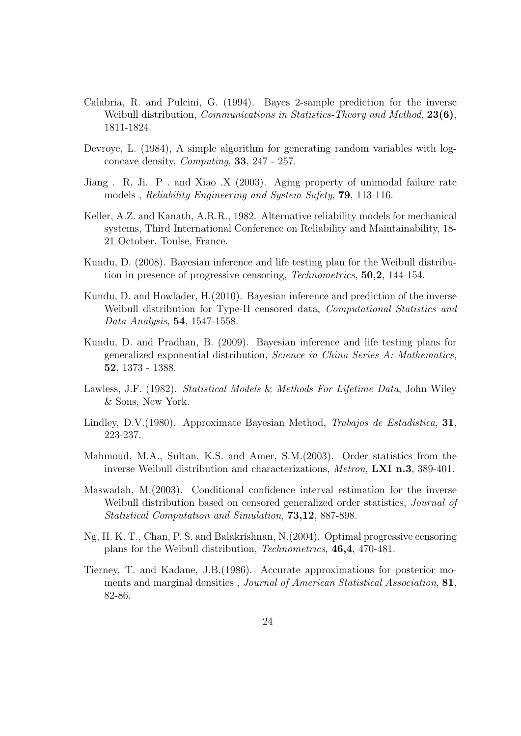Calabria, R. and Pulcini, G. (1994). Bayes 2-sample prediction for the inverse Weibull distribution, *Communications in Statistics-Theory and Method*, **23(6)**, 1811-1824.

Devroye, L. (1984), A simple algorithm for generating random variables with log-concave density, *Computing*, **33**, 247 - 257.

Jiang . R, Ji. P . and Xiao .X (2003). Aging property of unimodal failure rate models , *Reliability Engineering and System Safety*, **79**, 113-116.

Keller, A.Z. and Kanath, A.R.R., 1982. Alternative reliability models for mechanical systems, Third International Conference on Reliability and Maintainability, 18-21 October, Toulse, France.

Kundu, D. (2008). Bayesian inference and life testing plan for the Weibull distribution in presence of progressive censoring, *Technometrics*, **50,2**, 144-154.

Kundu, D. and Howlader, H.(2010). Bayesian inference and prediction of the inverse Weibull distribution for Type-II censored data, *Computational Statistics and Data Analysis*, **54**, 1547-1558.

Kundu, D. and Pradhan, B. (2009). Bayesian inference and life testing plans for generalized exponential distribution, *Science in China Series A: Mathematics*, **52**, 1373 - 1388.

Lawless, J.F. (1982). *Statistical Models & Methods For Lifetime Data*, John Wiley & Sons, New York.

Lindley, D.V.(1980). Approximate Bayesian Method, *Trabajos de Estadistica*, **31**, 223-237.

Mahmoud, M.A., Sultan, K.S. and Amer, S.M.(2003). Order statistics from the inverse Weibull distribution and characterizations, *Metron*, **LXI n.3**, 389-401.

Maswadah, M.(2003). Conditional confidence interval estimation for the inverse Weibull distribution based on censored generalized order statistics, *Journal of Statistical Computation and Simulation*, **73,12**, 887-898.

Ng, H. K. T., Chan, P. S. and Balakrishnan, N.(2004). Optimal progressive censoring plans for the Weibull distribution, *Technometrics*, **46,4**, 470-481.

Tierney, T. and Kadane, J.B.(1986). Accurate approximations for posterior moments and marginal densities , *Journal of American Statistical Association*, **81**, 82-86.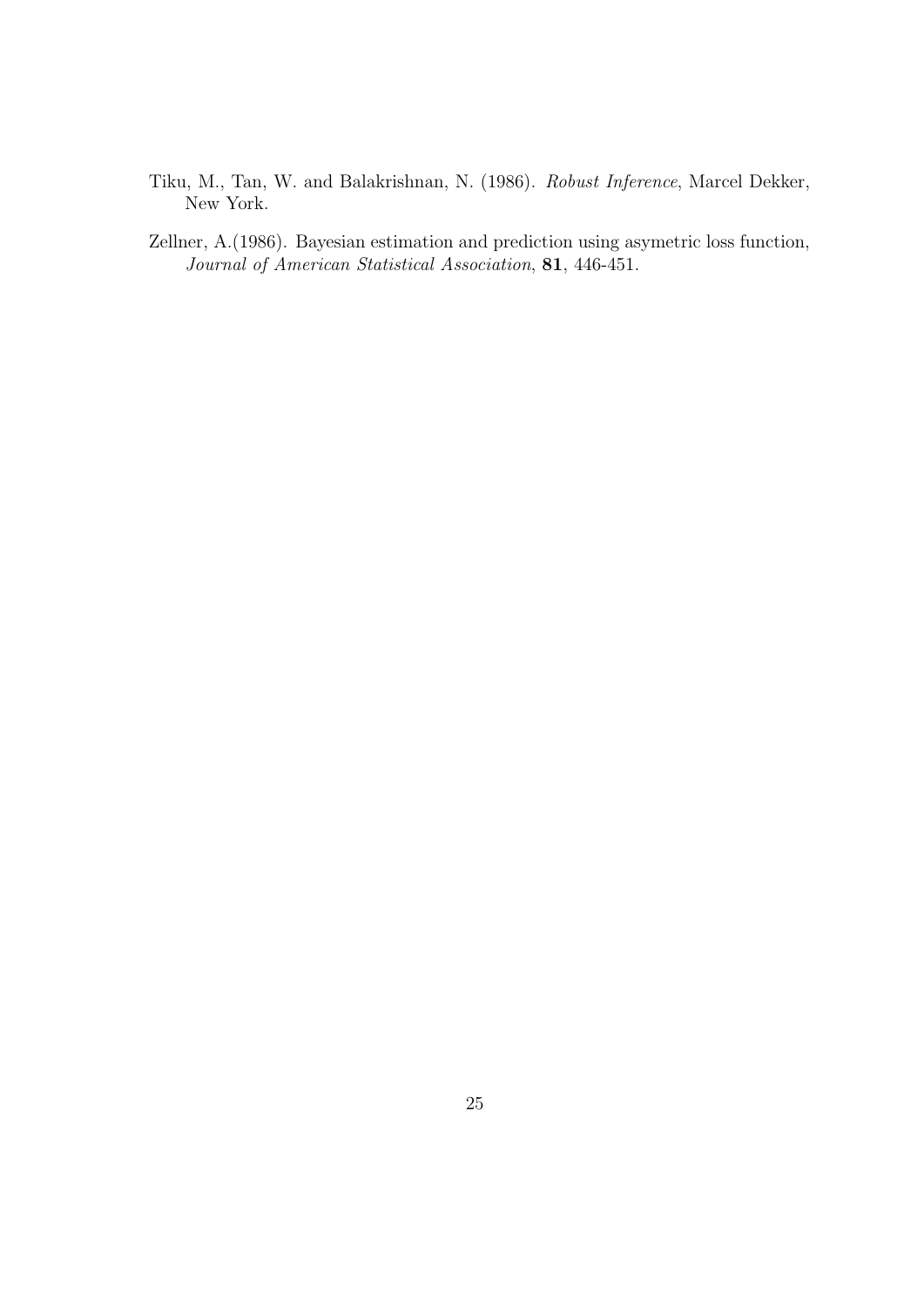Tiku, M., Tan, W. and Balakrishnan, N. (1986). *Robust Inference*, Marcel Dekker, New York.

Zellner, A.(1986). Bayesian estimation and prediction using asymetric loss function, *Journal of American Statistical Association*, **81**, 446-451.